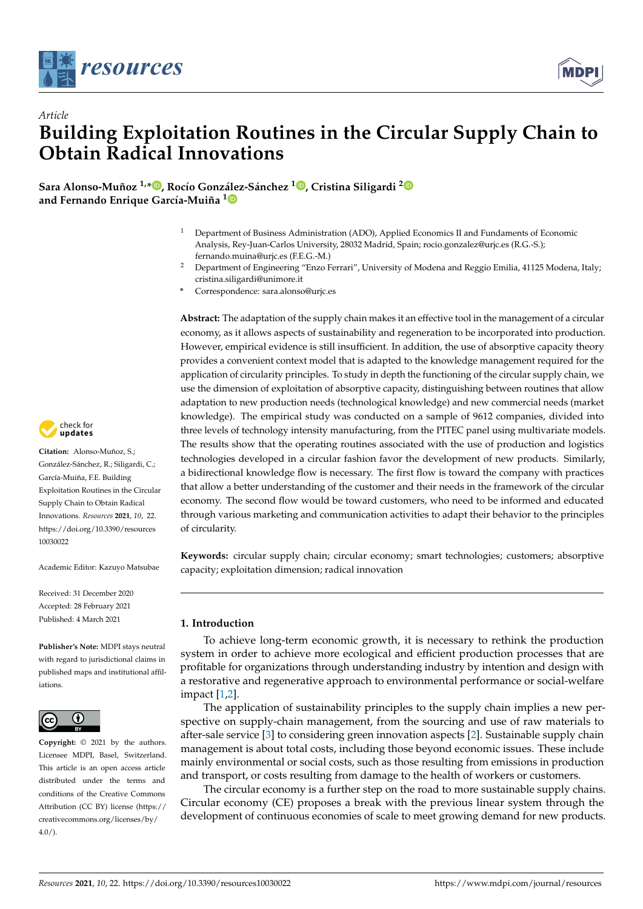*Article*

# Building Exploitation Routines in the Circular Supply Chain to Obtain Radical Innovations

**Sara Alonso-Muñoz [1,*], Rocío González-Sánchez [1], Cristina Siligardi [2] and Fernando Enrique García-Muiña [1]**

[1] Department of Business Administration (ADO), Applied Economics II and Fundaments of Economic Analysis, Rey-Juan-Carlos University, 28032 Madrid, Spain; rocio.gonzalez@urjc.es (R.G.-S.); fernando.muina@urjc.es (F.E.G.-M.)

[2] Department of Engineering "Enzo Ferrari", University of Modena and Reggio Emilia, 41125 Modena, Italy; cristina.siligardi@unimore.it

\* Correspondence: sara.alonso@urjc.es

**Abstract:** The adaptation of the supply chain makes it an effective tool in the management of a circular economy, as it allows aspects of sustainability and regeneration to be incorporated into production. However, empirical evidence is still insufficient. In addition, the use of absorptive capacity theory provides a convenient context model that is adapted to the knowledge management required for the application of circularity principles. To study in depth the functioning of the circular supply chain, we use the dimension of exploitation of absorptive capacity, distinguishing between routines that allow adaptation to new production needs (technological knowledge) and new commercial needs (market knowledge). The empirical study was conducted on a sample of 9612 companies, divided into three levels of technology intensity manufacturing, from the PITEC panel using multivariate models. The results show that the operating routines associated with the use of production and logistics technologies developed in a circular fashion favor the development of new products. Similarly, a bidirectional knowledge flow is necessary. The first flow is toward the company with practices that allow a better understanding of the customer and their needs in the framework of the circular economy. The second flow would be toward customers, who need to be informed and educated through various marketing and communication activities to adapt their behavior to the principles of circularity.

**Keywords:** circular supply chain; circular economy; smart technologies; customers; absorptive capacity; exploitation dimension; radical innovation

**Citation:** Alonso-Muñoz, S.; González-Sánchez, R.; Siligardi, C.; García-Muiña, F.E. Building Exploitation Routines in the Circular Supply Chain to Obtain Radical Innovations. *Resources* **2021**, *10*, 22. https://doi.org/10.3390/resources10030022

Academic Editor: Kazuyo Matsubae

Received: 31 December 2020
Accepted: 28 February 2021
Published: 4 March 2021

**Publisher's Note:** MDPI stays neutral with regard to jurisdictional claims in published maps and institutional affiliations.

**Copyright:** © 2021 by the authors. Licensee MDPI, Basel, Switzerland. This article is an open access article distributed under the terms and conditions of the Creative Commons Attribution (CC BY) license (https://creativecommons.org/licenses/by/4.0/).

## 1. Introduction

To achieve long-term economic growth, it is necessary to rethink the production system in order to achieve more ecological and efficient production processes that are profitable for organizations through understanding industry by intention and design with a restorative and regenerative approach to environmental performance or social-welfare impact [1,2].

The application of sustainability principles to the supply chain implies a new perspective on supply-chain management, from the sourcing and use of raw materials to after-sale service [3] to considering green innovation aspects [2]. Sustainable supply chain management is about total costs, including those beyond economic issues. These include mainly environmental or social costs, such as those resulting from emissions in production and transport, or costs resulting from damage to the health of workers or customers.

The circular economy is a further step on the road to more sustainable supply chains. Circular economy (CE) proposes a break with the previous linear system through the development of continuous economies of scale to meet growing demand for new products.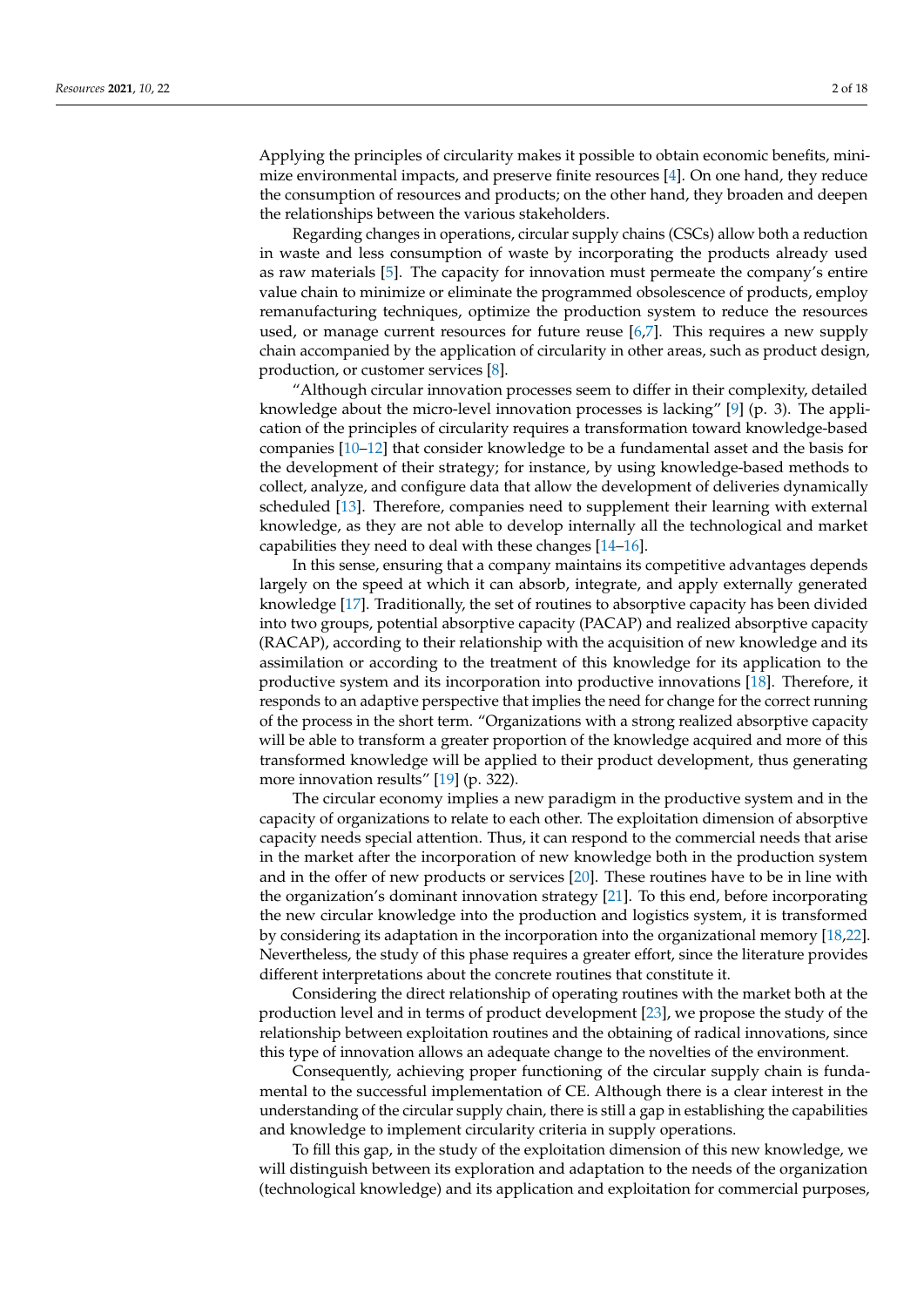Applying the principles of circularity makes it possible to obtain economic benefits, minimize environmental impacts, and preserve finite resources [4]. On one hand, they reduce the consumption of resources and products; on the other hand, they broaden and deepen the relationships between the various stakeholders.

Regarding changes in operations, circular supply chains (CSCs) allow both a reduction in waste and less consumption of waste by incorporating the products already used as raw materials [5]. The capacity for innovation must permeate the company's entire value chain to minimize or eliminate the programmed obsolescence of products, employ remanufacturing techniques, optimize the production system to reduce the resources used, or manage current resources for future reuse [6,7]. This requires a new supply chain accompanied by the application of circularity in other areas, such as product design, production, or customer services [8].

"Although circular innovation processes seem to differ in their complexity, detailed knowledge about the micro-level innovation processes is lacking" [9] (p. 3). The application of the principles of circularity requires a transformation toward knowledge-based companies [10–12] that consider knowledge to be a fundamental asset and the basis for the development of their strategy; for instance, by using knowledge-based methods to collect, analyze, and configure data that allow the development of deliveries dynamically scheduled [13]. Therefore, companies need to supplement their learning with external knowledge, as they are not able to develop internally all the technological and market capabilities they need to deal with these changes [14–16].

In this sense, ensuring that a company maintains its competitive advantages depends largely on the speed at which it can absorb, integrate, and apply externally generated knowledge [17]. Traditionally, the set of routines to absorptive capacity has been divided into two groups, potential absorptive capacity (PACAP) and realized absorptive capacity (RACAP), according to their relationship with the acquisition of new knowledge and its assimilation or according to the treatment of this knowledge for its application to the productive system and its incorporation into productive innovations [18]. Therefore, it responds to an adaptive perspective that implies the need for change for the correct running of the process in the short term. "Organizations with a strong realized absorptive capacity will be able to transform a greater proportion of the knowledge acquired and more of this transformed knowledge will be applied to their product development, thus generating more innovation results" [19] (p. 322).

The circular economy implies a new paradigm in the productive system and in the capacity of organizations to relate to each other. The exploitation dimension of absorptive capacity needs special attention. Thus, it can respond to the commercial needs that arise in the market after the incorporation of new knowledge both in the production system and in the offer of new products or services [20]. These routines have to be in line with the organization's dominant innovation strategy [21]. To this end, before incorporating the new circular knowledge into the production and logistics system, it is transformed by considering its adaptation in the incorporation into the organizational memory [18,22]. Nevertheless, the study of this phase requires a greater effort, since the literature provides different interpretations about the concrete routines that constitute it.

Considering the direct relationship of operating routines with the market both at the production level and in terms of product development [23], we propose the study of the relationship between exploitation routines and the obtaining of radical innovations, since this type of innovation allows an adequate change to the novelties of the environment.

Consequently, achieving proper functioning of the circular supply chain is fundamental to the successful implementation of CE. Although there is a clear interest in the understanding of the circular supply chain, there is still a gap in establishing the capabilities and knowledge to implement circularity criteria in supply operations.

To fill this gap, in the study of the exploitation dimension of this new knowledge, we will distinguish between its exploration and adaptation to the needs of the organization (technological knowledge) and its application and exploitation for commercial purposes,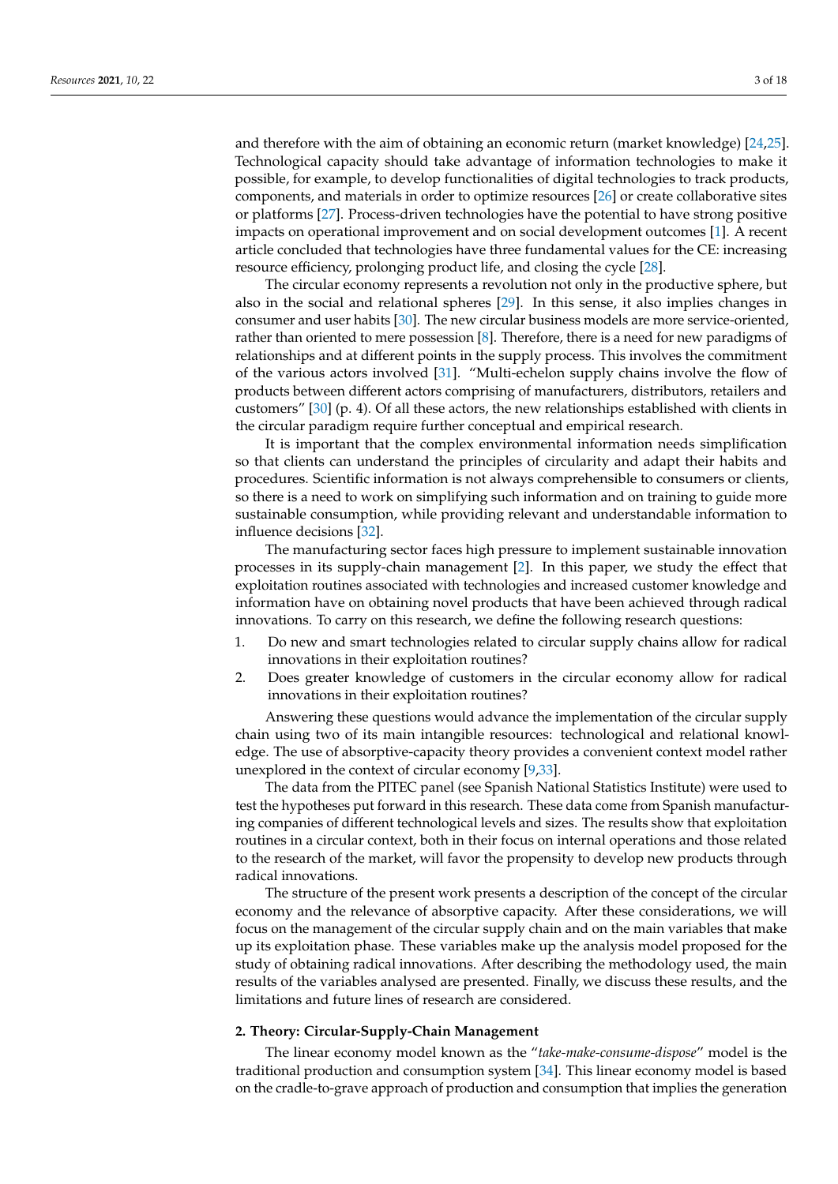and therefore with the aim of obtaining an economic return (market knowledge) [24,25]. Technological capacity should take advantage of information technologies to make it possible, for example, to develop functionalities of digital technologies to track products, components, and materials in order to optimize resources [26] or create collaborative sites or platforms [27]. Process-driven technologies have the potential to have strong positive impacts on operational improvement and on social development outcomes [1]. A recent article concluded that technologies have three fundamental values for the CE: increasing resource efficiency, prolonging product life, and closing the cycle [28].

The circular economy represents a revolution not only in the productive sphere, but also in the social and relational spheres [29]. In this sense, it also implies changes in consumer and user habits [30]. The new circular business models are more service-oriented, rather than oriented to mere possession [8]. Therefore, there is a need for new paradigms of relationships and at different points in the supply process. This involves the commitment of the various actors involved [31]. "Multi-echelon supply chains involve the flow of products between different actors comprising of manufacturers, distributors, retailers and customers" [30] (p. 4). Of all these actors, the new relationships established with clients in the circular paradigm require further conceptual and empirical research.

It is important that the complex environmental information needs simplification so that clients can understand the principles of circularity and adapt their habits and procedures. Scientific information is not always comprehensible to consumers or clients, so there is a need to work on simplifying such information and on training to guide more sustainable consumption, while providing relevant and understandable information to influence decisions [32].

The manufacturing sector faces high pressure to implement sustainable innovation processes in its supply-chain management [2]. In this paper, we study the effect that exploitation routines associated with technologies and increased customer knowledge and information have on obtaining novel products that have been achieved through radical innovations. To carry on this research, we define the following research questions:

1. Do new and smart technologies related to circular supply chains allow for radical innovations in their exploitation routines?
2. Does greater knowledge of customers in the circular economy allow for radical innovations in their exploitation routines?

Answering these questions would advance the implementation of the circular supply chain using two of its main intangible resources: technological and relational knowledge. The use of absorptive-capacity theory provides a convenient context model rather unexplored in the context of circular economy [9,33].

The data from the PITEC panel (see Spanish National Statistics Institute) were used to test the hypotheses put forward in this research. These data come from Spanish manufacturing companies of different technological levels and sizes. The results show that exploitation routines in a circular context, both in their focus on internal operations and those related to the research of the market, will favor the propensity to develop new products through radical innovations.

The structure of the present work presents a description of the concept of the circular economy and the relevance of absorptive capacity. After these considerations, we will focus on the management of the circular supply chain and on the main variables that make up its exploitation phase. These variables make up the analysis model proposed for the study of obtaining radical innovations. After describing the methodology used, the main results of the variables analysed are presented. Finally, we discuss these results, and the limitations and future lines of research are considered.

## 2. Theory: Circular-Supply-Chain Management

The linear economy model known as the "*take-make-consume-dispose*" model is the traditional production and consumption system [34]. This linear economy model is based on the cradle-to-grave approach of production and consumption that implies the generation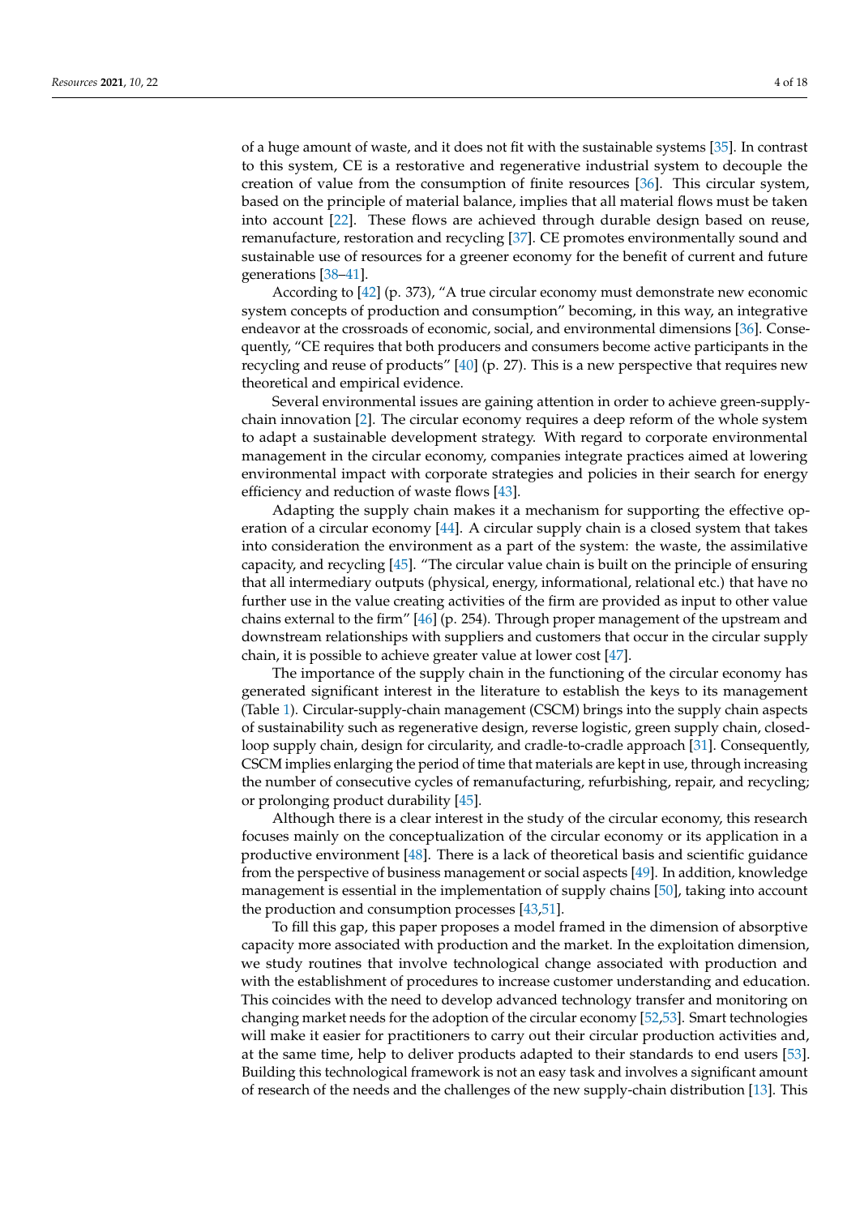of a huge amount of waste, and it does not fit with the sustainable systems [35]. In contrast to this system, CE is a restorative and regenerative industrial system to decouple the creation of value from the consumption of finite resources [36]. This circular system, based on the principle of material balance, implies that all material flows must be taken into account [22]. These flows are achieved through durable design based on reuse, remanufacture, restoration and recycling [37]. CE promotes environmentally sound and sustainable use of resources for a greener economy for the benefit of current and future generations [38–41].

According to [42] (p. 373), "A true circular economy must demonstrate new economic system concepts of production and consumption" becoming, in this way, an integrative endeavor at the crossroads of economic, social, and environmental dimensions [36]. Consequently, "CE requires that both producers and consumers become active participants in the recycling and reuse of products" [40] (p. 27). This is a new perspective that requires new theoretical and empirical evidence.

Several environmental issues are gaining attention in order to achieve green-supply-chain innovation [2]. The circular economy requires a deep reform of the whole system to adapt a sustainable development strategy. With regard to corporate environmental management in the circular economy, companies integrate practices aimed at lowering environmental impact with corporate strategies and policies in their search for energy efficiency and reduction of waste flows [43].

Adapting the supply chain makes it a mechanism for supporting the effective operation of a circular economy [44]. A circular supply chain is a closed system that takes into consideration the environment as a part of the system: the waste, the assimilative capacity, and recycling [45]. "The circular value chain is built on the principle of ensuring that all intermediary outputs (physical, energy, informational, relational etc.) that have no further use in the value creating activities of the firm are provided as input to other value chains external to the firm" [46] (p. 254). Through proper management of the upstream and downstream relationships with suppliers and customers that occur in the circular supply chain, it is possible to achieve greater value at lower cost [47].

The importance of the supply chain in the functioning of the circular economy has generated significant interest in the literature to establish the keys to its management (Table 1). Circular-supply-chain management (CSCM) brings into the supply chain aspects of sustainability such as regenerative design, reverse logistic, green supply chain, closed-loop supply chain, design for circularity, and cradle-to-cradle approach [31]. Consequently, CSCM implies enlarging the period of time that materials are kept in use, through increasing the number of consecutive cycles of remanufacturing, refurbishing, repair, and recycling; or prolonging product durability [45].

Although there is a clear interest in the study of the circular economy, this research focuses mainly on the conceptualization of the circular economy or its application in a productive environment [48]. There is a lack of theoretical basis and scientific guidance from the perspective of business management or social aspects [49]. In addition, knowledge management is essential in the implementation of supply chains [50], taking into account the production and consumption processes [43,51].

To fill this gap, this paper proposes a model framed in the dimension of absorptive capacity more associated with production and the market. In the exploitation dimension, we study routines that involve technological change associated with production and with the establishment of procedures to increase customer understanding and education. This coincides with the need to develop advanced technology transfer and monitoring on changing market needs for the adoption of the circular economy [52,53]. Smart technologies will make it easier for practitioners to carry out their circular production activities and, at the same time, help to deliver products adapted to their standards to end users [53]. Building this technological framework is not an easy task and involves a significant amount of research of the needs and the challenges of the new supply-chain distribution [13]. This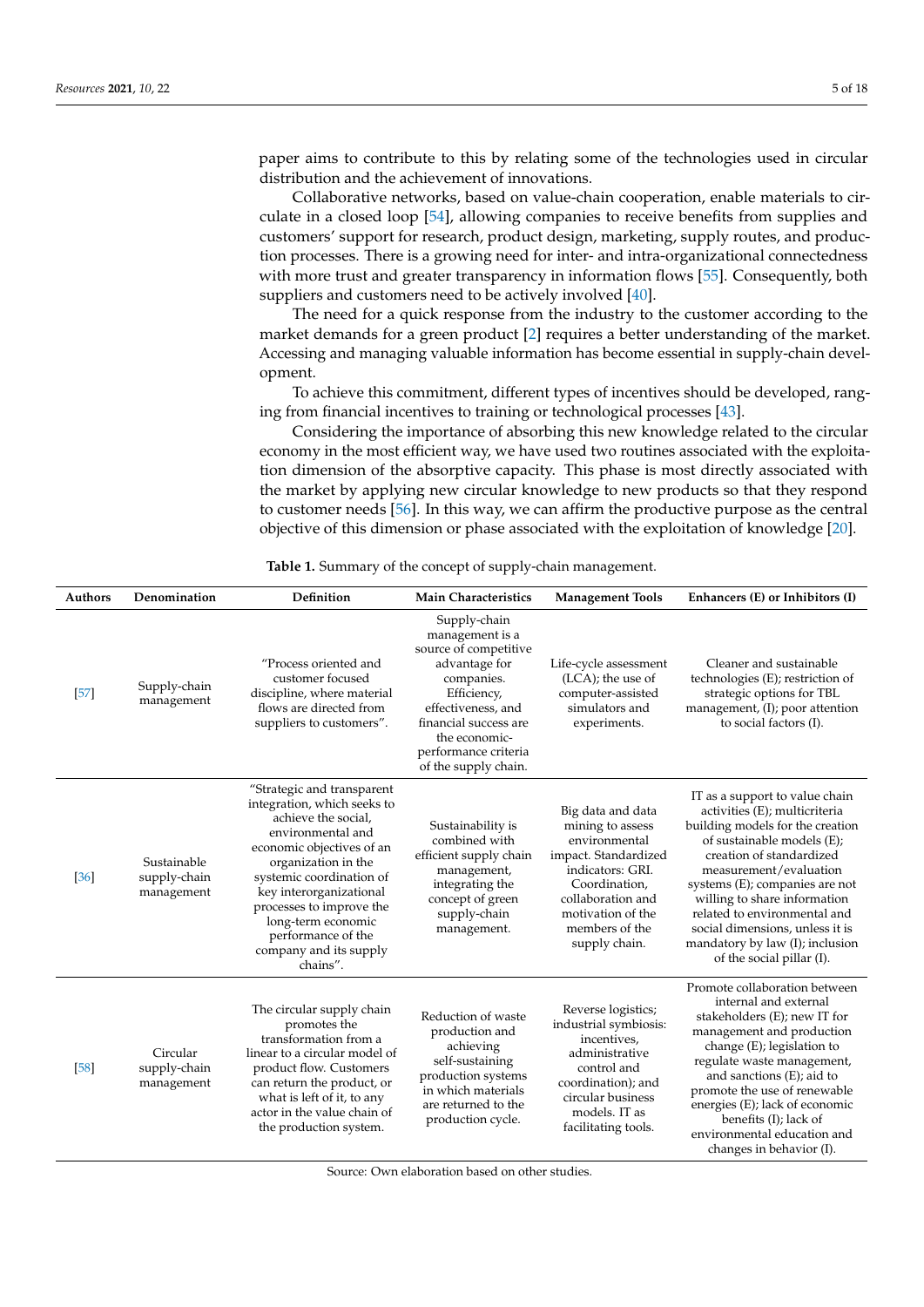paper aims to contribute to this by relating some of the technologies used in circular distribution and the achievement of innovations.

Collaborative networks, based on value-chain cooperation, enable materials to circulate in a closed loop [54], allowing companies to receive benefits from supplies and customers' support for research, product design, marketing, supply routes, and production processes. There is a growing need for inter- and intra-organizational connectedness with more trust and greater transparency in information flows [55]. Consequently, both suppliers and customers need to be actively involved [40].

The need for a quick response from the industry to the customer according to the market demands for a green product [2] requires a better understanding of the market. Accessing and managing valuable information has become essential in supply-chain development.

To achieve this commitment, different types of incentives should be developed, ranging from financial incentives to training or technological processes [43].

Considering the importance of absorbing this new knowledge related to the circular economy in the most efficient way, we have used two routines associated with the exploitation dimension of the absorptive capacity. This phase is most directly associated with the market by applying new circular knowledge to new products so that they respond to customer needs [56]. In this way, we can affirm the productive purpose as the central objective of this dimension or phase associated with the exploitation of knowledge [20].

**Table 1.** Summary of the concept of supply-chain management.

| Authors | Denomination | Definition | Main Characteristics | Management Tools | Enhancers (E) or Inhibitors (I) |
|---|---|---|---|---|---|
| [57] | Supply-chain management | "Process oriented and customer focused discipline, where material flows are directed from suppliers to customers". | Supply-chain management is a source of competitive advantage for companies. Efficiency, effectiveness, and financial success are the economic-performance criteria of the supply chain. | Life-cycle assessment (LCA); the use of computer-assisted simulators and experiments. | Cleaner and sustainable technologies (E); restriction of strategic options for TBL management, (I); poor attention to social factors (I). |
| [36] | Sustainable supply-chain management | "Strategic and transparent integration, which seeks to achieve the social, environmental and economic objectives of an organization in the systemic coordination of key interorganizational processes to improve the long-term economic performance of the company and its supply chains". | Sustainability is combined with efficient supply chain management, integrating the concept of green supply-chain management. | Big data and data mining to assess environmental impact. Standardized indicators: GRI. Coordination, collaboration and motivation of the members of the supply chain. | IT as a support to value chain activities (E); multicriteria building models for the creation of sustainable models (E); creation of standardized measurement/evaluation systems (E); companies are not willing to share information related to environmental and social dimensions, unless it is mandatory by law (I); inclusion of the social pillar (I). |
| [58] | Circular supply-chain management | The circular supply chain promotes the transformation from a linear to a circular model of product flow. Customers can return the product, or what is left of it, to any actor in the value chain of the production system. | Reduction of waste production and achieving self-sustaining production systems in which materials are returned to the production cycle. | Reverse logistics; industrial symbiosis: incentives, administrative control and coordination); and circular business models. IT as facilitating tools. | Promote collaboration between internal and external stakeholders (E); new IT for management and production change (E); legislation to regulate waste management, and sanctions (E); aid to promote the use of renewable energies (E); lack of economic benefits (I); lack of environmental education and changes in behavior (I). |

Source: Own elaboration based on other studies.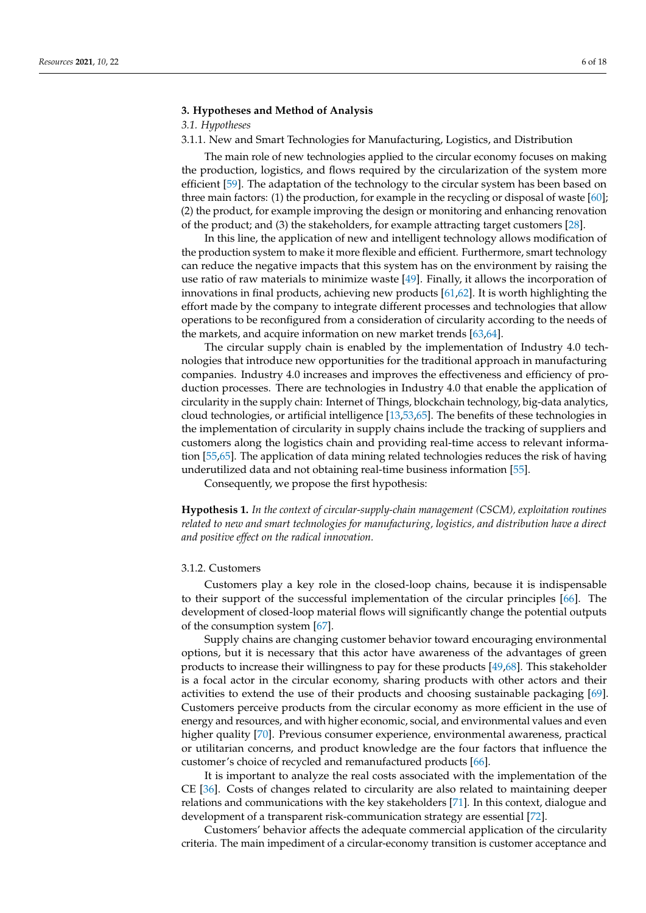## 3. Hypotheses and Method of Analysis

### 3.1. Hypotheses

#### 3.1.1. New and Smart Technologies for Manufacturing, Logistics, and Distribution

The main role of new technologies applied to the circular economy focuses on making the production, logistics, and flows required by the circularization of the system more efficient [59]. The adaptation of the technology to the circular system has been based on three main factors: (1) the production, for example in the recycling or disposal of waste [60]; (2) the product, for example improving the design or monitoring and enhancing renovation of the product; and (3) the stakeholders, for example attracting target customers [28].

In this line, the application of new and intelligent technology allows modification of the production system to make it more flexible and efficient. Furthermore, smart technology can reduce the negative impacts that this system has on the environment by raising the use ratio of raw materials to minimize waste [49]. Finally, it allows the incorporation of innovations in final products, achieving new products [61,62]. It is worth highlighting the effort made by the company to integrate different processes and technologies that allow operations to be reconfigured from a consideration of circularity according to the needs of the markets, and acquire information on new market trends [63,64].

The circular supply chain is enabled by the implementation of Industry 4.0 technologies that introduce new opportunities for the traditional approach in manufacturing companies. Industry 4.0 increases and improves the effectiveness and efficiency of production processes. There are technologies in Industry 4.0 that enable the application of circularity in the supply chain: Internet of Things, blockchain technology, big-data analytics, cloud technologies, or artificial intelligence [13,53,65]. The benefits of these technologies in the implementation of circularity in supply chains include the tracking of suppliers and customers along the logistics chain and providing real-time access to relevant information [55,65]. The application of data mining related technologies reduces the risk of having underutilized data and not obtaining real-time business information [55].

Consequently, we propose the first hypothesis:

**Hypothesis 1.** *In the context of circular-supply-chain management (CSCM), exploitation routines related to new and smart technologies for manufacturing, logistics, and distribution have a direct and positive effect on the radical innovation.*

#### 3.1.2. Customers

Customers play a key role in the closed-loop chains, because it is indispensable to their support of the successful implementation of the circular principles [66]. The development of closed-loop material flows will significantly change the potential outputs of the consumption system [67].

Supply chains are changing customer behavior toward encouraging environmental options, but it is necessary that this actor have awareness of the advantages of green products to increase their willingness to pay for these products [49,68]. This stakeholder is a focal actor in the circular economy, sharing products with other actors and their activities to extend the use of their products and choosing sustainable packaging [69]. Customers perceive products from the circular economy as more efficient in the use of energy and resources, and with higher economic, social, and environmental values and even higher quality [70]. Previous consumer experience, environmental awareness, practical or utilitarian concerns, and product knowledge are the four factors that influence the customer's choice of recycled and remanufactured products [66].

It is important to analyze the real costs associated with the implementation of the CE [36]. Costs of changes related to circularity are also related to maintaining deeper relations and communications with the key stakeholders [71]. In this context, dialogue and development of a transparent risk-communication strategy are essential [72].

Customers' behavior affects the adequate commercial application of the circularity criteria. The main impediment of a circular-economy transition is customer acceptance and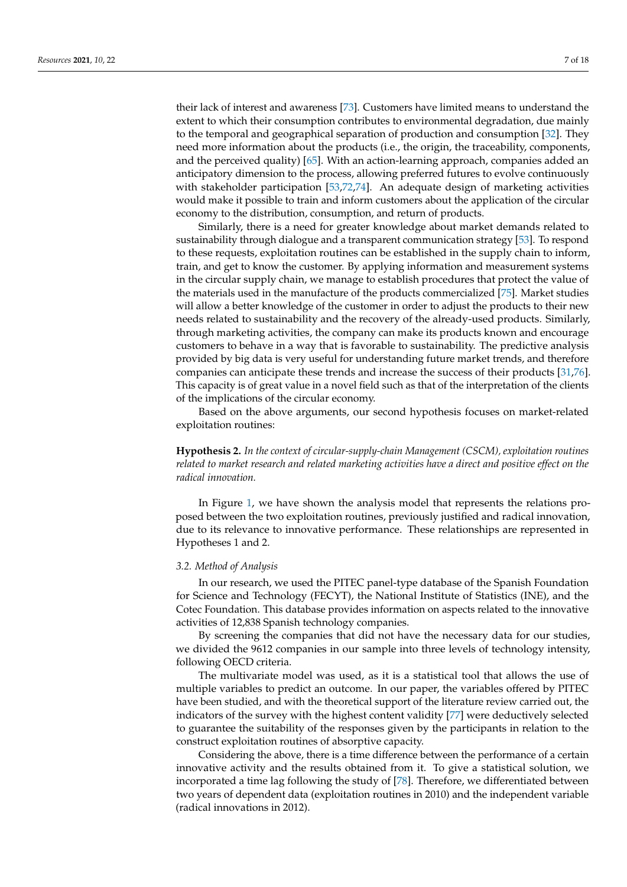their lack of interest and awareness [73]. Customers have limited means to understand the extent to which their consumption contributes to environmental degradation, due mainly to the temporal and geographical separation of production and consumption [32]. They need more information about the products (i.e., the origin, the traceability, components, and the perceived quality) [65]. With an action-learning approach, companies added an anticipatory dimension to the process, allowing preferred futures to evolve continuously with stakeholder participation [53,72,74]. An adequate design of marketing activities would make it possible to train and inform customers about the application of the circular economy to the distribution, consumption, and return of products.

Similarly, there is a need for greater knowledge about market demands related to sustainability through dialogue and a transparent communication strategy [53]. To respond to these requests, exploitation routines can be established in the supply chain to inform, train, and get to know the customer. By applying information and measurement systems in the circular supply chain, we manage to establish procedures that protect the value of the materials used in the manufacture of the products commercialized [75]. Market studies will allow a better knowledge of the customer in order to adjust the products to their new needs related to sustainability and the recovery of the already-used products. Similarly, through marketing activities, the company can make its products known and encourage customers to behave in a way that is favorable to sustainability. The predictive analysis provided by big data is very useful for understanding future market trends, and therefore companies can anticipate these trends and increase the success of their products [31,76]. This capacity is of great value in a novel field such as that of the interpretation of the clients of the implications of the circular economy.

Based on the above arguments, our second hypothesis focuses on market-related exploitation routines:

**Hypothesis 2.** *In the context of circular-supply-chain Management (CSCM), exploitation routines related to market research and related marketing activities have a direct and positive effect on the radical innovation.*

In Figure 1, we have shown the analysis model that represents the relations proposed between the two exploitation routines, previously justified and radical innovation, due to its relevance to innovative performance. These relationships are represented in Hypotheses 1 and 2.

### 3.2. Method of Analysis

In our research, we used the PITEC panel-type database of the Spanish Foundation for Science and Technology (FECYT), the National Institute of Statistics (INE), and the Cotec Foundation. This database provides information on aspects related to the innovative activities of 12,838 Spanish technology companies.

By screening the companies that did not have the necessary data for our studies, we divided the 9612 companies in our sample into three levels of technology intensity, following OECD criteria.

The multivariate model was used, as it is a statistical tool that allows the use of multiple variables to predict an outcome. In our paper, the variables offered by PITEC have been studied, and with the theoretical support of the literature review carried out, the indicators of the survey with the highest content validity [77] were deductively selected to guarantee the suitability of the responses given by the participants in relation to the construct exploitation routines of absorptive capacity.

Considering the above, there is a time difference between the performance of a certain innovative activity and the results obtained from it. To give a statistical solution, we incorporated a time lag following the study of [78]. Therefore, we differentiated between two years of dependent data (exploitation routines in 2010) and the independent variable (radical innovations in 2012).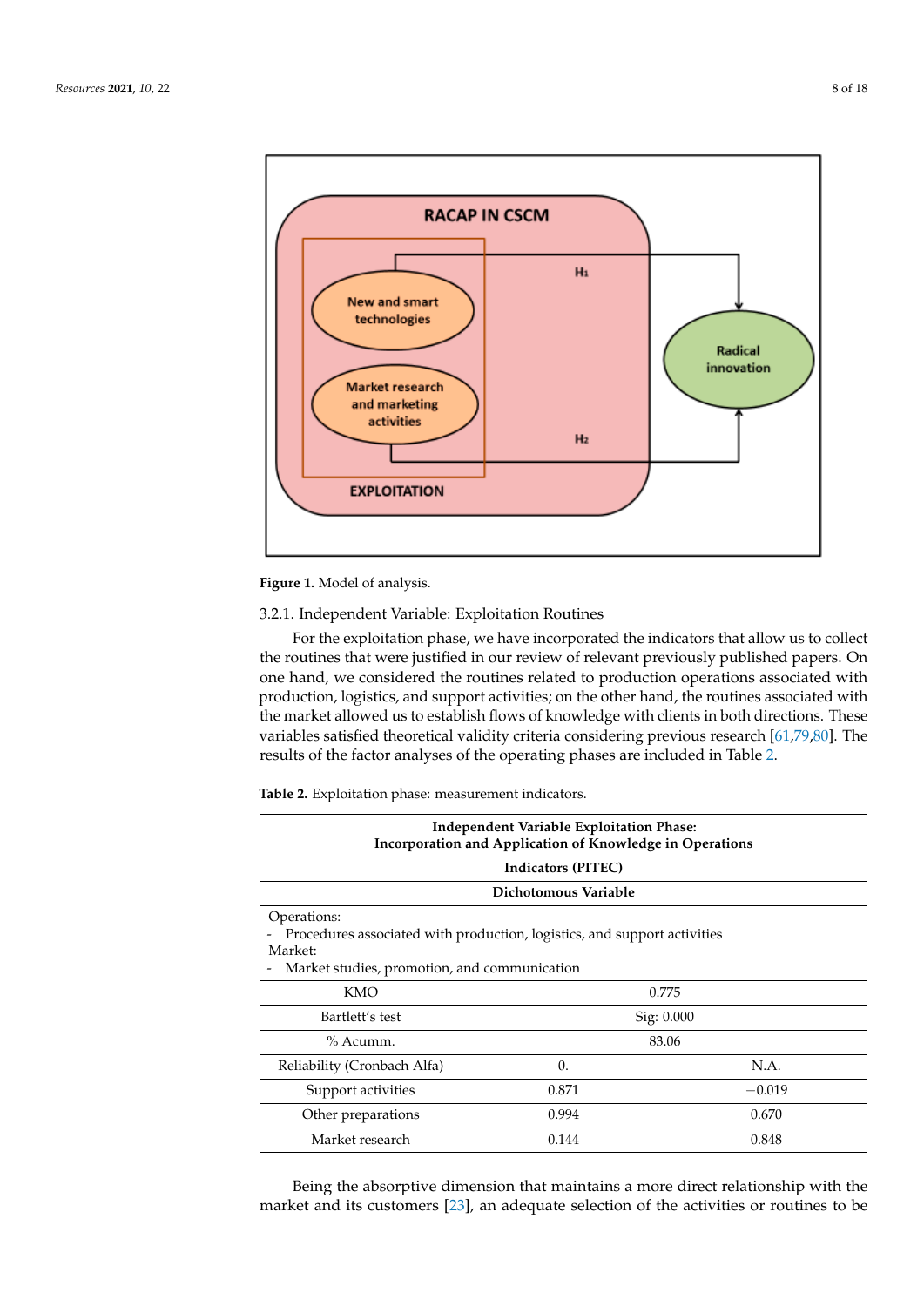**Figure 1.** Model of analysis.

3.2.1. Independent Variable: Exploitation Routines

For the exploitation phase, we have incorporated the indicators that allow us to collect the routines that were justified in our review of relevant previously published papers. On one hand, we considered the routines related to production operations associated with production, logistics, and support activities; on the other hand, the routines associated with the market allowed us to establish flows of knowledge with clients in both directions. These variables satisfied theoretical validity criteria considering previous research [61,79,80]. The results of the factor analyses of the operating phases are included in Table 2.

**Table 2.** Exploitation phase: measurement indicators.

| **Independent Variable Exploitation Phase: Incorporation and Application of Knowledge in Operations** | | |
|---|---|---|
| **Indicators (PITEC)** | | |
| **Dichotomous Variable** | | |
| Operations:<br>- Procedures associated with production, logistics, and support activities<br>Market:<br>- Market studies, promotion, and communication | | |
| KMO | 0.775 | |
| Bartlett's test | Sig: 0.000 | |
| % Acumm. | 83.06 | |
| Reliability (Cronbach Alfa) | 0. | N.A. |
| Support activities | 0.871 | −0.019 |
| Other preparations | 0.994 | 0.670 |
| Market research | 0.144 | 0.848 |

Being the absorptive dimension that maintains a more direct relationship with the market and its customers [23], an adequate selection of the activities or routines to be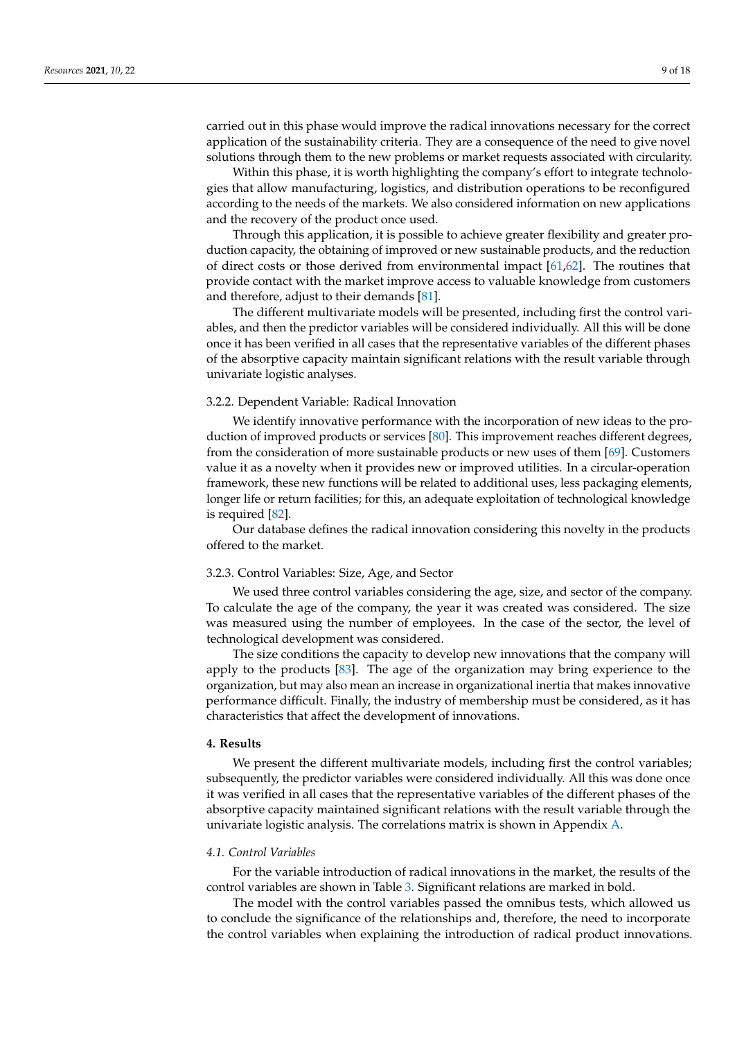carried out in this phase would improve the radical innovations necessary for the correct application of the sustainability criteria. They are a consequence of the need to give novel solutions through them to the new problems or market requests associated with circularity.

Within this phase, it is worth highlighting the company's effort to integrate technologies that allow manufacturing, logistics, and distribution operations to be reconfigured according to the needs of the markets. We also considered information on new applications and the recovery of the product once used.

Through this application, it is possible to achieve greater flexibility and greater production capacity, the obtaining of improved or new sustainable products, and the reduction of direct costs or those derived from environmental impact [61,62]. The routines that provide contact with the market improve access to valuable knowledge from customers and therefore, adjust to their demands [81].

The different multivariate models will be presented, including first the control variables, and then the predictor variables will be considered individually. All this will be done once it has been verified in all cases that the representative variables of the different phases of the absorptive capacity maintain significant relations with the result variable through univariate logistic analyses.

#### 3.2.2. Dependent Variable: Radical Innovation

We identify innovative performance with the incorporation of new ideas to the production of improved products or services [80]. This improvement reaches different degrees, from the consideration of more sustainable products or new uses of them [69]. Customers value it as a novelty when it provides new or improved utilities. In a circular-operation framework, these new functions will be related to additional uses, less packaging elements, longer life or return facilities; for this, an adequate exploitation of technological knowledge is required [82].

Our database defines the radical innovation considering this novelty in the products offered to the market.

#### 3.2.3. Control Variables: Size, Age, and Sector

We used three control variables considering the age, size, and sector of the company. To calculate the age of the company, the year it was created was considered. The size was measured using the number of employees. In the case of the sector, the level of technological development was considered.

The size conditions the capacity to develop new innovations that the company will apply to the products [83]. The age of the organization may bring experience to the organization, but may also mean an increase in organizational inertia that makes innovative performance difficult. Finally, the industry of membership must be considered, as it has characteristics that affect the development of innovations.

## 4. Results

We present the different multivariate models, including first the control variables; subsequently, the predictor variables were considered individually. All this was done once it was verified in all cases that the representative variables of the different phases of the absorptive capacity maintained significant relations with the result variable through the univariate logistic analysis. The correlations matrix is shown in Appendix A.

### *4.1. Control Variables*

For the variable introduction of radical innovations in the market, the results of the control variables are shown in Table 3. Significant relations are marked in bold.

The model with the control variables passed the omnibus tests, which allowed us to conclude the significance of the relationships and, therefore, the need to incorporate the control variables when explaining the introduction of radical product innovations.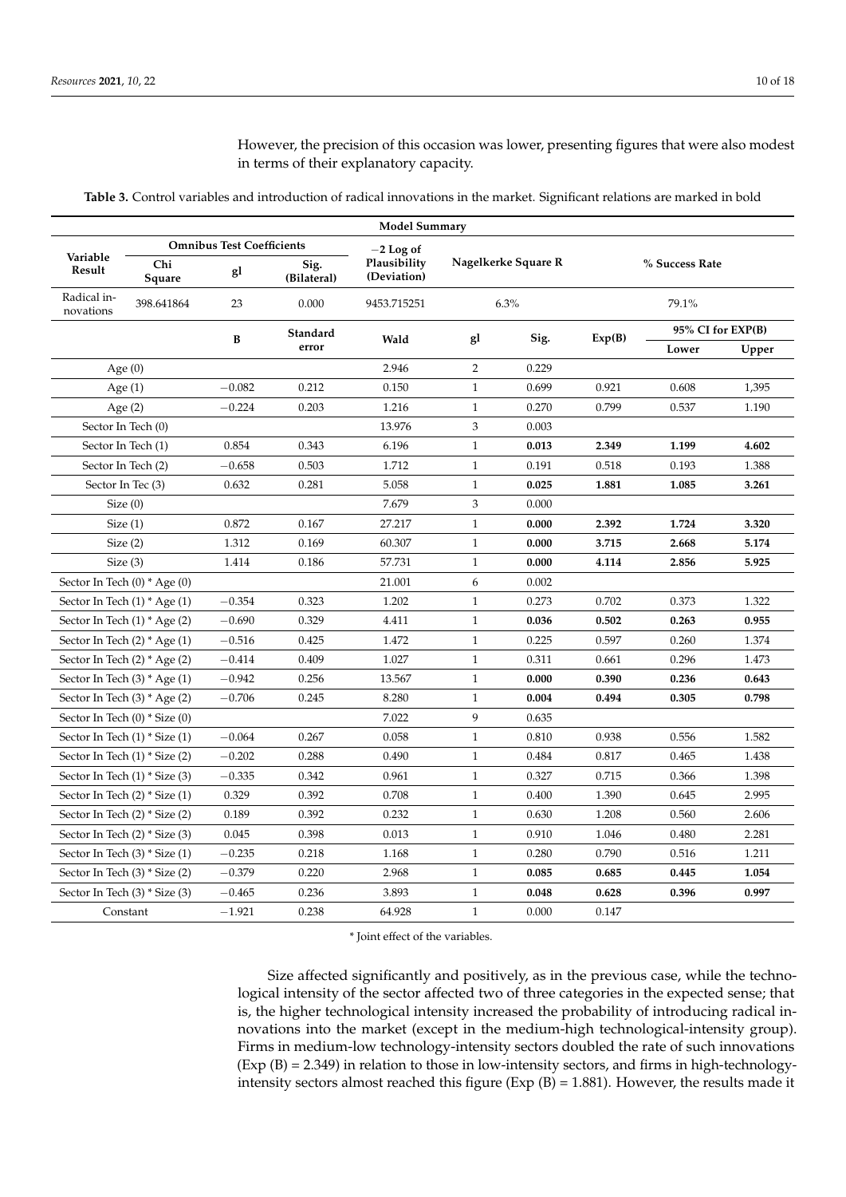However, the precision of this occasion was lower, presenting figures that were also modest in terms of their explanatory capacity.

**Table 3.** Control variables and introduction of radical innovations in the market. Significant relations are marked in bold

| Model Summary | | | | | | | | | |
|---|---|---|---|---|---|---|---|---|---|
| **Variable Result** | **Omnibus Test Coefficients** | | | **−2 Log of Plausibility (Deviation)** | **Nagelkerke Square R** | | **% Success Rate** | | |
| | **Chi Square** | **gl** | **Sig. (Bilateral)** | | | | | | |
| Radical innovations | 398.641864 | 23 | 0.000 | 9453.715251 | 6.3% | | 79.1% | | |
| | **B** | **Standard error** | | **Wald** | **gl** | **Sig.** | **Exp(B)** | **95% CI for EXP(B)** | |
| | | | | | | | | **Lower** | **Upper** |
| Age (0) | | | | 2.946 | 2 | 0.229 | | | |
| Age (1) | −0.082 | 0.212 | | 0.150 | 1 | 0.699 | 0.921 | 0.608 | 1,395 |
| Age (2) | −0.224 | 0.203 | | 1.216 | 1 | 0.270 | 0.799 | 0.537 | 1.190 |
| Sector In Tech (0) | | | | 13.976 | 3 | 0.003 | | | |
| Sector In Tech (1) | 0.854 | 0.343 | | 6.196 | 1 | **0.013** | **2.349** | **1.199** | **4.602** |
| Sector In Tech (2) | −0.658 | 0.503 | | 1.712 | 1 | 0.191 | 0.518 | 0.193 | 1.388 |
| Sector In Tec (3) | 0.632 | 0.281 | | 5.058 | 1 | **0.025** | **1.881** | **1.085** | **3.261** |
| Size (0) | | | | 7.679 | 3 | 0.000 | | | |
| Size (1) | 0.872 | 0.167 | | 27.217 | 1 | **0.000** | **2.392** | **1.724** | **3.320** |
| Size (2) | 1.312 | 0.169 | | 60.307 | 1 | **0.000** | **3.715** | **2.668** | **5.174** |
| Size (3) | 1.414 | 0.186 | | 57.731 | 1 | **0.000** | **4.114** | **2.856** | **5.925** |
| Sector In Tech (0) * Age (0) | | | | 21.001 | 6 | 0.002 | | | |
| Sector In Tech (1) * Age (1) | −0.354 | 0.323 | | 1.202 | 1 | 0.273 | 0.702 | 0.373 | 1.322 |
| Sector In Tech (1) * Age (2) | −0.690 | 0.329 | | 4.411 | 1 | **0.036** | **0.502** | **0.263** | **0.955** |
| Sector In Tech (2) * Age (1) | −0.516 | 0.425 | | 1.472 | 1 | 0.225 | 0.597 | 0.260 | 1.374 |
| Sector In Tech (2) * Age (2) | −0.414 | 0.409 | | 1.027 | 1 | 0.311 | 0.661 | 0.296 | 1.473 |
| Sector In Tech (3) * Age (1) | −0.942 | 0.256 | | 13.567 | 1 | **0.000** | **0.390** | **0.236** | **0.643** |
| Sector In Tech (3) * Age (2) | −0.706 | 0.245 | | 8.280 | 1 | **0.004** | **0.494** | **0.305** | **0.798** |
| Sector In Tech (0) * Size (0) | | | | 7.022 | 9 | 0.635 | | | |
| Sector In Tech (1) * Size (1) | −0.064 | 0.267 | | 0.058 | 1 | 0.810 | 0.938 | 0.556 | 1.582 |
| Sector In Tech (1) * Size (2) | −0.202 | 0.288 | | 0.490 | 1 | 0.484 | 0.817 | 0.465 | 1.438 |
| Sector In Tech (1) * Size (3) | −0.335 | 0.342 | | 0.961 | 1 | 0.327 | 0.715 | 0.366 | 1.398 |
| Sector In Tech (2) * Size (1) | 0.329 | 0.392 | | 0.708 | 1 | 0.400 | 1.390 | 0.645 | 2.995 |
| Sector In Tech (2) * Size (2) | 0.189 | 0.392 | | 0.232 | 1 | 0.630 | 1.208 | 0.560 | 2.606 |
| Sector In Tech (2) * Size (3) | 0.045 | 0.398 | | 0.013 | 1 | 0.910 | 1.046 | 0.480 | 2.281 |
| Sector In Tech (3) * Size (1) | −0.235 | 0.218 | | 1.168 | 1 | 0.280 | 0.790 | 0.516 | 1.211 |
| Sector In Tech (3) * Size (2) | −0.379 | 0.220 | | 2.968 | 1 | **0.085** | **0.685** | **0.445** | **1.054** |
| Sector In Tech (3) * Size (3) | −0.465 | 0.236 | | 3.893 | 1 | **0.048** | **0.628** | **0.396** | **0.997** |
| Constant | −1.921 | 0.238 | | 64.928 | 1 | 0.000 | 0.147 | | |

\* Joint effect of the variables.

Size affected significantly and positively, as in the previous case, while the technological intensity of the sector affected two of three categories in the expected sense; that is, the higher technological intensity increased the probability of introducing radical innovations into the market (except in the medium-high technological-intensity group). Firms in medium-low technology-intensity sectors doubled the rate of such innovations (Exp (B) = 2.349) in relation to those in low-intensity sectors, and firms in high-technology-intensity sectors almost reached this figure (Exp (B) = 1.881). However, the results made it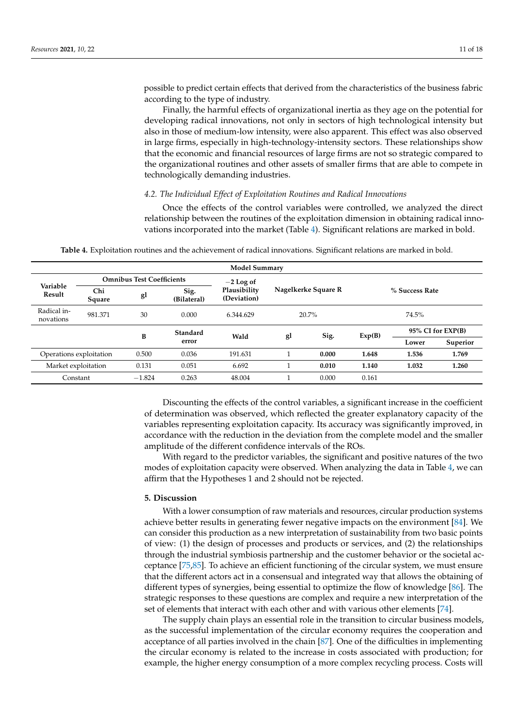possible to predict certain effects that derived from the characteristics of the business fabric according to the type of industry.

Finally, the harmful effects of organizational inertia as they age on the potential for developing radical innovations, not only in sectors of high technological intensity but also in those of medium-low intensity, were also apparent. This effect was also observed in large firms, especially in high-technology-intensity sectors. These relationships show that the economic and financial resources of large firms are not so strategic compared to the organizational routines and other assets of smaller firms that are able to compete in technologically demanding industries.

### *4.2. The Individual Effect of Exploitation Routines and Radical Innovations*

Once the effects of the control variables were controlled, we analyzed the direct relationship between the routines of the exploitation dimension in obtaining radical innovations incorporated into the market (Table 4). Significant relations are marked in bold.

**Table 4.** Exploitation routines and the achievement of radical innovations. Significant relations are marked in bold.

| **Model Summary** | | | | | | | | | |
|---|---|---|---|---|---|---|---|---|---|
| **Variable Result** | **Omnibus Test Coefficients** | | | **−2 Log of Plausibility (Deviation)** | **Nagelkerke Square R** | | **% Success Rate** | | |
| | **Chi Square** | **gl** | **Sig. (Bilateral)** | | | | | | |
| Radical innovations | 981.371 | 30 | 0.000 | 6.344.629 | 20.7% | | 74.5% | | |
| | | **B** | **Standard error** | **Wald** | **gl** | **Sig.** | **Exp(B)** | **95% CI for EXP(B)** | |
| | | | | | | | | **Lower** | **Superior** |
| Operations exploitation | | 0.500 | 0.036 | 191.631 | 1 | **0.000** | **1.648** | **1.536** | **1.769** |
| Market exploitation | | 0.131 | 0.051 | 6.692 | 1 | **0.010** | **1.140** | **1.032** | **1.260** |
| Constant | | −1.824 | 0.263 | 48.004 | 1 | 0.000 | 0.161 | | |

Discounting the effects of the control variables, a significant increase in the coefficient of determination was observed, which reflected the greater explanatory capacity of the variables representing exploitation capacity. Its accuracy was significantly improved, in accordance with the reduction in the deviation from the complete model and the smaller amplitude of the different confidence intervals of the ROs.

With regard to the predictor variables, the significant and positive natures of the two modes of exploitation capacity were observed. When analyzing the data in Table 4, we can affirm that the Hypotheses 1 and 2 should not be rejected.

## **5. Discussion**

With a lower consumption of raw materials and resources, circular production systems achieve better results in generating fewer negative impacts on the environment [84]. We can consider this production as a new interpretation of sustainability from two basic points of view: (1) the design of processes and products or services, and (2) the relationships through the industrial symbiosis partnership and the customer behavior or the societal acceptance [75,85]. To achieve an efficient functioning of the circular system, we must ensure that the different actors act in a consensual and integrated way that allows the obtaining of different types of synergies, being essential to optimize the flow of knowledge [86]. The strategic responses to these questions are complex and require a new interpretation of the set of elements that interact with each other and with various other elements [74].

The supply chain plays an essential role in the transition to circular business models, as the successful implementation of the circular economy requires the cooperation and acceptance of all parties involved in the chain [87]. One of the difficulties in implementing the circular economy is related to the increase in costs associated with production; for example, the higher energy consumption of a more complex recycling process. Costs will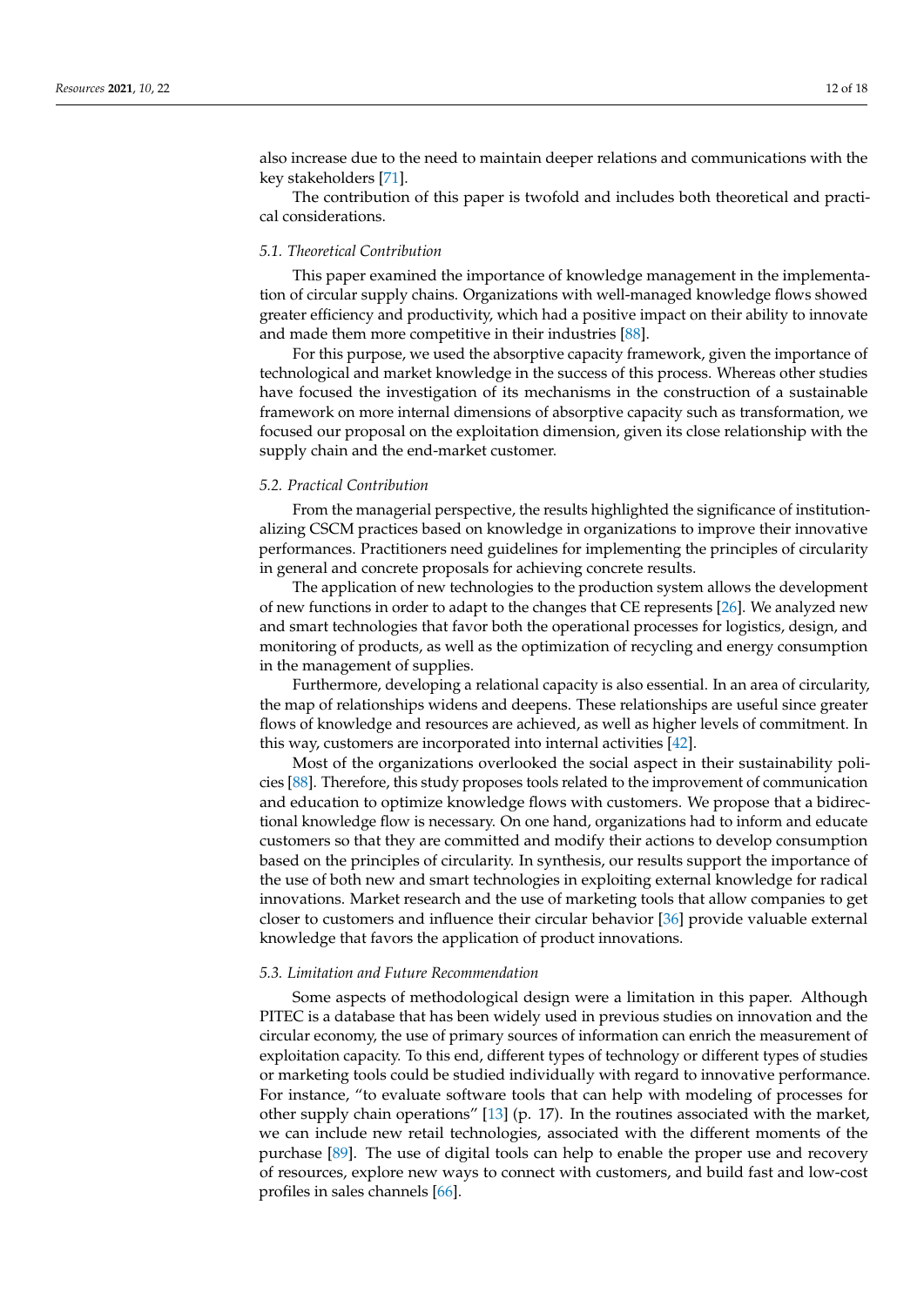also increase due to the need to maintain deeper relations and communications with the key stakeholders [71].

The contribution of this paper is twofold and includes both theoretical and practical considerations.

### 5.1. Theoretical Contribution

This paper examined the importance of knowledge management in the implementation of circular supply chains. Organizations with well-managed knowledge flows showed greater efficiency and productivity, which had a positive impact on their ability to innovate and made them more competitive in their industries [88].

For this purpose, we used the absorptive capacity framework, given the importance of technological and market knowledge in the success of this process. Whereas other studies have focused the investigation of its mechanisms in the construction of a sustainable framework on more internal dimensions of absorptive capacity such as transformation, we focused our proposal on the exploitation dimension, given its close relationship with the supply chain and the end-market customer.

### 5.2. Practical Contribution

From the managerial perspective, the results highlighted the significance of institutionalizing CSCM practices based on knowledge in organizations to improve their innovative performances. Practitioners need guidelines for implementing the principles of circularity in general and concrete proposals for achieving concrete results.

The application of new technologies to the production system allows the development of new functions in order to adapt to the changes that CE represents [26]. We analyzed new and smart technologies that favor both the operational processes for logistics, design, and monitoring of products, as well as the optimization of recycling and energy consumption in the management of supplies.

Furthermore, developing a relational capacity is also essential. In an area of circularity, the map of relationships widens and deepens. These relationships are useful since greater flows of knowledge and resources are achieved, as well as higher levels of commitment. In this way, customers are incorporated into internal activities [42].

Most of the organizations overlooked the social aspect in their sustainability policies [88]. Therefore, this study proposes tools related to the improvement of communication and education to optimize knowledge flows with customers. We propose that a bidirectional knowledge flow is necessary. On one hand, organizations had to inform and educate customers so that they are committed and modify their actions to develop consumption based on the principles of circularity. In synthesis, our results support the importance of the use of both new and smart technologies in exploiting external knowledge for radical innovations. Market research and the use of marketing tools that allow companies to get closer to customers and influence their circular behavior [36] provide valuable external knowledge that favors the application of product innovations.

### 5.3. Limitation and Future Recommendation

Some aspects of methodological design were a limitation in this paper. Although PITEC is a database that has been widely used in previous studies on innovation and the circular economy, the use of primary sources of information can enrich the measurement of exploitation capacity. To this end, different types of technology or different types of studies or marketing tools could be studied individually with regard to innovative performance. For instance, "to evaluate software tools that can help with modeling of processes for other supply chain operations" [13] (p. 17). In the routines associated with the market, we can include new retail technologies, associated with the different moments of the purchase [89]. The use of digital tools can help to enable the proper use and recovery of resources, explore new ways to connect with customers, and build fast and low-cost profiles in sales channels [66].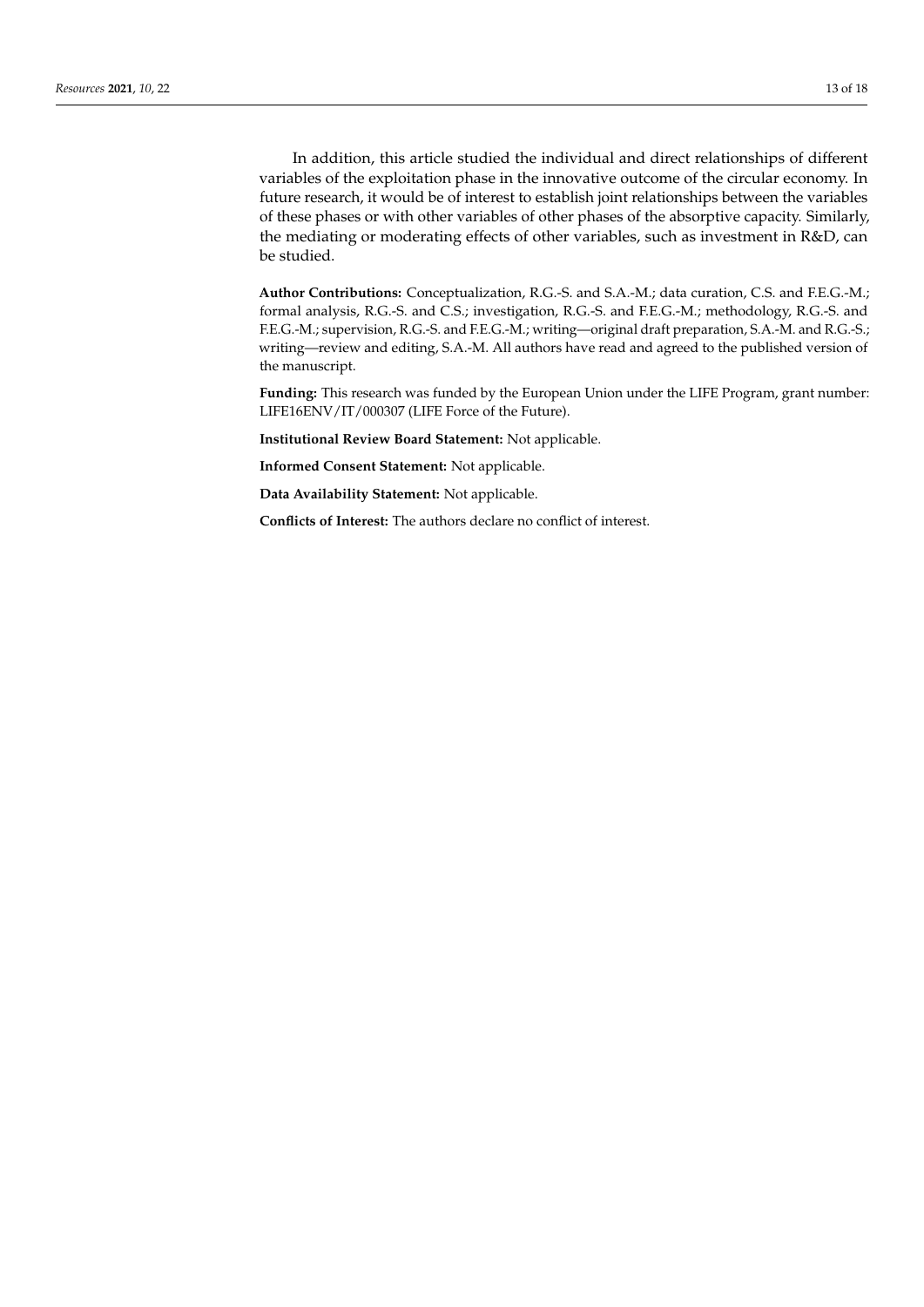In addition, this article studied the individual and direct relationships of different variables of the exploitation phase in the innovative outcome of the circular economy. In future research, it would be of interest to establish joint relationships between the variables of these phases or with other variables of other phases of the absorptive capacity. Similarly, the mediating or moderating effects of other variables, such as investment in R&D, can be studied.

**Author Contributions:** Conceptualization, R.G.-S. and S.A.-M.; data curation, C.S. and F.E.G.-M.; formal analysis, R.G.-S. and C.S.; investigation, R.G.-S. and F.E.G.-M.; methodology, R.G.-S. and F.E.G.-M.; supervision, R.G.-S. and F.E.G.-M.; writing—original draft preparation, S.A.-M. and R.G.-S.; writing—review and editing, S.A.-M. All authors have read and agreed to the published version of the manuscript.

**Funding:** This research was funded by the European Union under the LIFE Program, grant number: LIFE16ENV/IT/000307 (LIFE Force of the Future).

**Institutional Review Board Statement:** Not applicable.

**Informed Consent Statement:** Not applicable.

**Data Availability Statement:** Not applicable.

**Conflicts of Interest:** The authors declare no conflict of interest.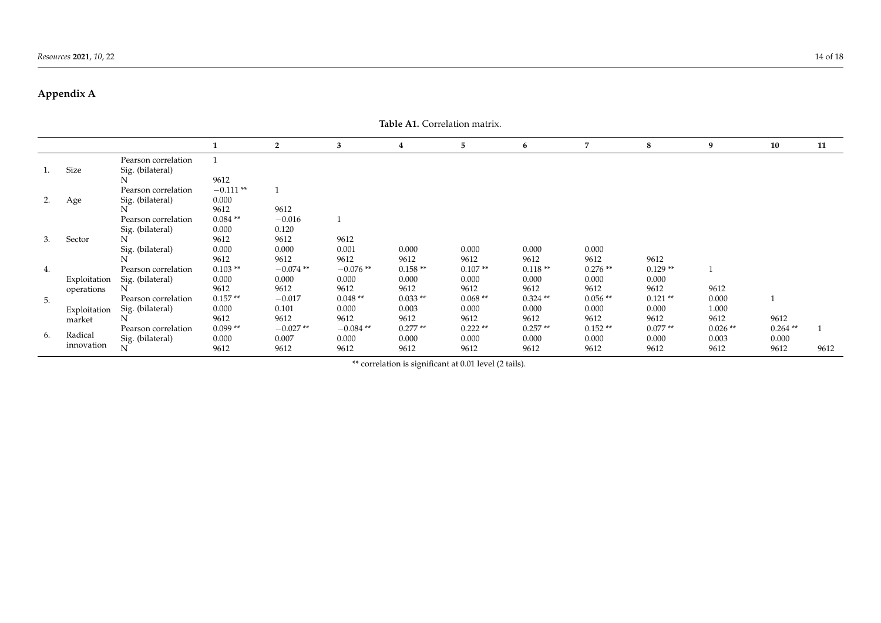## Appendix A

**Table A1.** Correlation matrix.

| | | | 1 | 2 | 3 | 4 | 5 | 6 | 7 | 8 | 9 | 10 | 11 |
|---|---|---|---|---|---|---|---|---|---|---|---|---|---|
| 1. | Size | Pearson correlation | 1 | | | | | | | | | | |
| | | Sig. (bilateral) | | | | | | | | | | | |
| | | N | 9612 | | | | | | | | | | |
| 2. | Age | Pearson correlation | −0.111 ** | 1 | | | | | | | | | |
| | | Sig. (bilateral) | 0.000 | | | | | | | | | | |
| | | N | 9612 | 9612 | | | | | | | | | |
| 3. | Sector | Pearson correlation | 0.084 ** | −0.016 | 1 | | | | | | | | |
| | | Sig. (bilateral) | 0.000 | 0.120 | | | | | | | | | |
| | | N | 9612 | 9612 | 9612 | | | | | | | | |
| | | Sig. (bilateral) | 0.000 | 0.000 | 0.001 | 0.000 | 0.000 | 0.000 | 0.000 | | | | |
| | | N | 9612 | 9612 | 9612 | 9612 | 9612 | 9612 | 9612 | 9612 | | | |
| 4. | Exploitation operations | Pearson correlation | 0.103 ** | −0.074 ** | −0.076 ** | 0.158 ** | 0.107 ** | 0.118 ** | 0.276 ** | 0.129 ** | 1 | | |
| | | Sig. (bilateral) | 0.000 | 0.000 | 0.000 | 0.000 | 0.000 | 0.000 | 0.000 | 0.000 | | | |
| | | N | 9612 | 9612 | 9612 | 9612 | 9612 | 9612 | 9612 | 9612 | 9612 | | |
| 5. | Exploitation market | Pearson correlation | 0.157 ** | −0.017 | 0.048 ** | 0.033 ** | 0.068 ** | 0.324 ** | 0.056 ** | 0.121 ** | 0.000 | 1 | |
| | | Sig. (bilateral) | 0.000 | 0.101 | 0.000 | 0.003 | 0.000 | 0.000 | 0.000 | 0.000 | 1.000 | | |
| | | N | 9612 | 9612 | 9612 | 9612 | 9612 | 9612 | 9612 | 9612 | 9612 | 9612 | |
| 6. | Radical innovation | Pearson correlation | 0.099 ** | −0.027 ** | −0.084 ** | 0.277 ** | 0.222 ** | 0.257 ** | 0.152 ** | 0.077 ** | 0.026 ** | 0.264 ** | 1 |
| | | Sig. (bilateral) | 0.000 | 0.007 | 0.000 | 0.000 | 0.000 | 0.000 | 0.000 | 0.000 | 0.003 | 0.000 | |
| | | N | 9612 | 9612 | 9612 | 9612 | 9612 | 9612 | 9612 | 9612 | 9612 | 9612 | 9612 |

** correlation is significant at 0.01 level (2 tails).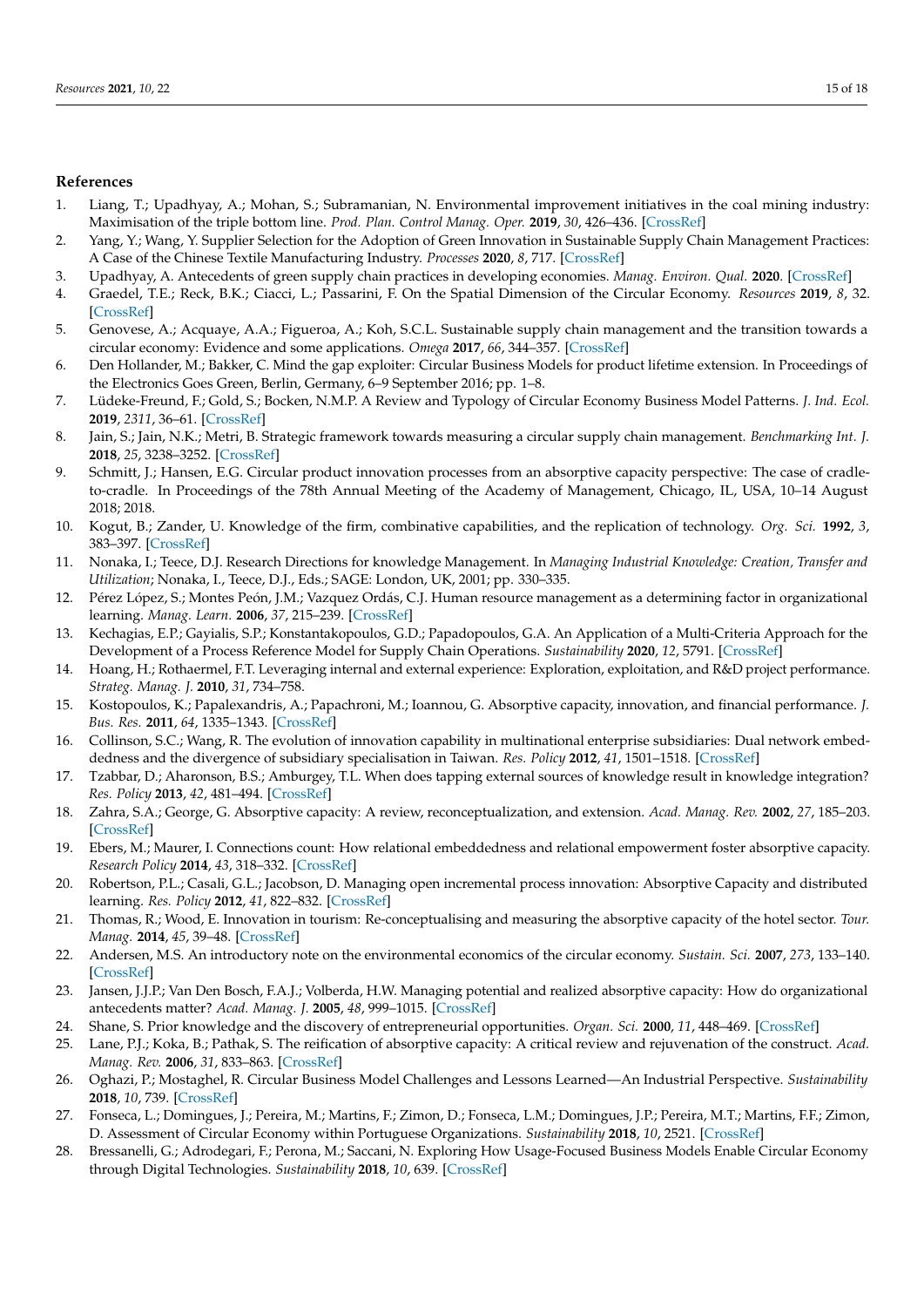## References

1. Liang, T.; Upadhyay, A.; Mohan, S.; Subramanian, N. Environmental improvement initiatives in the coal mining industry: Maximisation of the triple bottom line. *Prod. Plan. Control Manag. Oper.* **2019**, *30*, 426–436. [CrossRef]
2. Yang, Y.; Wang, Y. Supplier Selection for the Adoption of Green Innovation in Sustainable Supply Chain Management Practices: A Case of the Chinese Textile Manufacturing Industry. *Processes* **2020**, *8*, 717. [CrossRef]
3. Upadhyay, A. Antecedents of green supply chain practices in developing economies. *Manag. Environ. Qual.* **2020**. [CrossRef]
4. Graedel, T.E.; Reck, B.K.; Ciacci, L.; Passarini, F. On the Spatial Dimension of the Circular Economy. *Resources* **2019**, *8*, 32. [CrossRef]
5. Genovese, A.; Acquaye, A.A.; Figueroa, A.; Koh, S.C.L. Sustainable supply chain management and the transition towards a circular economy: Evidence and some applications. *Omega* **2017**, *66*, 344–357. [CrossRef]
6. Den Hollander, M.; Bakker, C. Mind the gap exploiter: Circular Business Models for product lifetime extension. In Proceedings of the Electronics Goes Green, Berlin, Germany, 6–9 September 2016; pp. 1–8.
7. Lüdeke-Freund, F.; Gold, S.; Bocken, N.M.P. A Review and Typology of Circular Economy Business Model Patterns. *J. Ind. Ecol.* **2019**, *2311*, 36–61. [CrossRef]
8. Jain, S.; Jain, N.K.; Metri, B. Strategic framework towards measuring a circular supply chain management. *Benchmarking Int. J.* **2018**, *25*, 3238–3252. [CrossRef]
9. Schmitt, J.; Hansen, E.G. Circular product innovation processes from an absorptive capacity perspective: The case of cradle-to-cradle. In Proceedings of the 78th Annual Meeting of the Academy of Management, Chicago, IL, USA, 10–14 August 2018; 2018.
10. Kogut, B.; Zander, U. Knowledge of the firm, combinative capabilities, and the replication of technology. *Org. Sci.* **1992**, *3*, 383–397. [CrossRef]
11. Nonaka, I.; Teece, D.J. Research Directions for knowledge Management. In *Managing Industrial Knowledge: Creation, Transfer and Utilization*; Nonaka, I., Teece, D.J., Eds.; SAGE: London, UK, 2001; pp. 330–335.
12. Pérez López, S.; Montes Peón, J.M.; Vazquez Ordás, C.J. Human resource management as a determining factor in organizational learning. *Manag. Learn.* **2006**, *37*, 215–239. [CrossRef]
13. Kechagias, E.P.; Gayialis, S.P.; Konstantakopoulos, G.D.; Papadopoulos, G.A. An Application of a Multi-Criteria Approach for the Development of a Process Reference Model for Supply Chain Operations. *Sustainability* **2020**, *12*, 5791. [CrossRef]
14. Hoang, H.; Rothaermel, F.T. Leveraging internal and external experience: Exploration, exploitation, and R&D project performance. *Strateg. Manag. J.* **2010**, *31*, 734–758.
15. Kostopoulos, K.; Papalexandris, A.; Papachroni, M.; Ioannou, G. Absorptive capacity, innovation, and financial performance. *J. Bus. Res.* **2011**, *64*, 1335–1343. [CrossRef]
16. Collinson, S.C.; Wang, R. The evolution of innovation capability in multinational enterprise subsidiaries: Dual network embeddedness and the divergence of subsidiary specialisation in Taiwan. *Res. Policy* **2012**, *41*, 1501–1518. [CrossRef]
17. Tzabbar, D.; Aharonson, B.S.; Amburgey, T.L. When does tapping external sources of knowledge result in knowledge integration? *Res. Policy* **2013**, *42*, 481–494. [CrossRef]
18. Zahra, S.A.; George, G. Absorptive capacity: A review, reconceptualization, and extension. *Acad. Manag. Rev.* **2002**, *27*, 185–203. [CrossRef]
19. Ebers, M.; Maurer, I. Connections count: How relational embeddedness and relational empowerment foster absorptive capacity. *Research Policy* **2014**, *43*, 318–332. [CrossRef]
20. Robertson, P.L.; Casali, G.L.; Jacobson, D. Managing open incremental process innovation: Absorptive Capacity and distributed learning. *Res. Policy* **2012**, *41*, 822–832. [CrossRef]
21. Thomas, R.; Wood, E. Innovation in tourism: Re-conceptualising and measuring the absorptive capacity of the hotel sector. *Tour. Manag.* **2014**, *45*, 39–48. [CrossRef]
22. Andersen, M.S. An introductory note on the environmental economics of the circular economy. *Sustain. Sci.* **2007**, *273*, 133–140. [CrossRef]
23. Jansen, J.J.P.; Van Den Bosch, F.A.J.; Volberda, H.W. Managing potential and realized absorptive capacity: How do organizational antecedents matter? *Acad. Manag. J.* **2005**, *48*, 999–1015. [CrossRef]
24. Shane, S. Prior knowledge and the discovery of entrepreneurial opportunities. *Organ. Sci.* **2000**, *11*, 448–469. [CrossRef]
25. Lane, P.J.; Koka, B.; Pathak, S. The reification of absorptive capacity: A critical review and rejuvenation of the construct. *Acad. Manag. Rev.* **2006**, *31*, 833–863. [CrossRef]
26. Oghazi, P.; Mostaghel, R. Circular Business Model Challenges and Lessons Learned—An Industrial Perspective. *Sustainability* **2018**, *10*, 739. [CrossRef]
27. Fonseca, L.; Domingues, J.; Pereira, M.; Martins, F.; Zimon, D.; Fonseca, L.M.; Domingues, J.P.; Pereira, M.T.; Martins, F.F.; Zimon, D. Assessment of Circular Economy within Portuguese Organizations. *Sustainability* **2018**, *10*, 2521. [CrossRef]
28. Bressanelli, G.; Adrodegari, F.; Perona, M.; Saccani, N. Exploring How Usage-Focused Business Models Enable Circular Economy through Digital Technologies. *Sustainability* **2018**, *10*, 639. [CrossRef]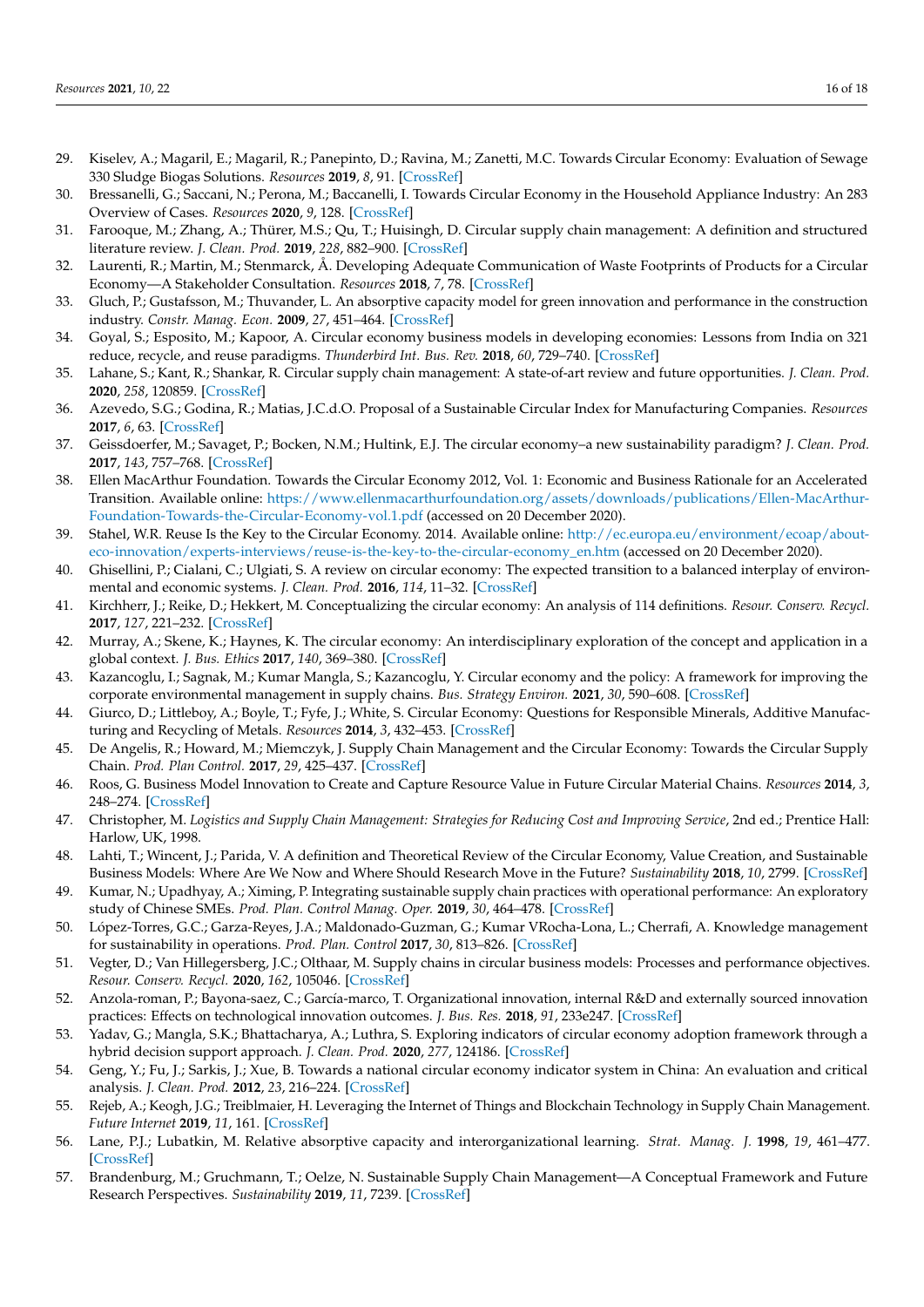29. Kiselev, A.; Magaril, E.; Magaril, R.; Panepinto, D.; Ravina, M.; Zanetti, M.C. Towards Circular Economy: Evaluation of Sewage 330 Sludge Biogas Solutions. *Resources* **2019**, *8*, 91. [CrossRef]
30. Bressanelli, G.; Saccani, N.; Perona, M.; Baccanelli, I. Towards Circular Economy in the Household Appliance Industry: An 283 Overview of Cases. *Resources* **2020**, *9*, 128. [CrossRef]
31. Farooque, M.; Zhang, A.; Thürer, M.S.; Qu, T.; Huisingh, D. Circular supply chain management: A definition and structured literature review. *J. Clean. Prod.* **2019**, *228*, 882–900. [CrossRef]
32. Laurenti, R.; Martin, M.; Stenmarck, Å. Developing Adequate Communication of Waste Footprints of Products for a Circular Economy—A Stakeholder Consultation. *Resources* **2018**, *7*, 78. [CrossRef]
33. Gluch, P.; Gustafsson, M.; Thuvander, L. An absorptive capacity model for green innovation and performance in the construction industry. *Constr. Manag. Econ.* **2009**, *27*, 451–464. [CrossRef]
34. Goyal, S.; Esposito, M.; Kapoor, A. Circular economy business models in developing economies: Lessons from India on 321 reduce, recycle, and reuse paradigms. *Thunderbird Int. Bus. Rev.* **2018**, *60*, 729–740. [CrossRef]
35. Lahane, S.; Kant, R.; Shankar, R. Circular supply chain management: A state-of-art review and future opportunities. *J. Clean. Prod.* **2020**, *258*, 120859. [CrossRef]
36. Azevedo, S.G.; Godina, R.; Matias, J.C.d.O. Proposal of a Sustainable Circular Index for Manufacturing Companies. *Resources* **2017**, *6*, 63. [CrossRef]
37. Geissdoerfer, M.; Savaget, P.; Bocken, N.M.; Hultink, E.J. The circular economy–a new sustainability paradigm? *J. Clean. Prod.* **2017**, *143*, 757–768. [CrossRef]
38. Ellen MacArthur Foundation. Towards the Circular Economy 2012, Vol. 1: Economic and Business Rationale for an Accelerated Transition. Available online: https://www.ellenmacarthurfoundation.org/assets/downloads/publications/Ellen-MacArthur-Foundation-Towards-the-Circular-Economy-vol.1.pdf (accessed on 20 December 2020).
39. Stahel, W.R. Reuse Is the Key to the Circular Economy. 2014. Available online: http://ec.europa.eu/environment/ecoap/about-eco-innovation/experts-interviews/reuse-is-the-key-to-the-circular-economy_en.htm (accessed on 20 December 2020).
40. Ghisellini, P.; Cialani, C.; Ulgiati, S. A review on circular economy: The expected transition to a balanced interplay of environmental and economic systems. *J. Clean. Prod.* **2016**, *114*, 11–32. [CrossRef]
41. Kirchherr, J.; Reike, D.; Hekkert, M. Conceptualizing the circular economy: An analysis of 114 definitions. *Resour. Conserv. Recycl.* **2017**, *127*, 221–232. [CrossRef]
42. Murray, A.; Skene, K.; Haynes, K. The circular economy: An interdisciplinary exploration of the concept and application in a global context. *J. Bus. Ethics* **2017**, *140*, 369–380. [CrossRef]
43. Kazancoglu, I.; Sagnak, M.; Kumar Mangla, S.; Kazancoglu, Y. Circular economy and the policy: A framework for improving the corporate environmental management in supply chains. *Bus. Strategy Environ.* **2021**, *30*, 590–608. [CrossRef]
44. Giurco, D.; Littleboy, A.; Boyle, T.; Fyfe, J.; White, S. Circular Economy: Questions for Responsible Minerals, Additive Manufacturing and Recycling of Metals. *Resources* **2014**, *3*, 432–453. [CrossRef]
45. De Angelis, R.; Howard, M.; Miemczyk, J. Supply Chain Management and the Circular Economy: Towards the Circular Supply Chain. *Prod. Plan Control.* **2017**, *29*, 425–437. [CrossRef]
46. Roos, G. Business Model Innovation to Create and Capture Resource Value in Future Circular Material Chains. *Resources* **2014**, *3*, 248–274. [CrossRef]
47. Christopher, M. *Logistics and Supply Chain Management: Strategies for Reducing Cost and Improving Service*, 2nd ed.; Prentice Hall: Harlow, UK, 1998.
48. Lahti, T.; Wincent, J.; Parida, V. A definition and Theoretical Review of the Circular Economy, Value Creation, and Sustainable Business Models: Where Are We Now and Where Should Research Move in the Future? *Sustainability* **2018**, *10*, 2799. [CrossRef]
49. Kumar, N.; Upadhyay, A.; Ximing, P. Integrating sustainable supply chain practices with operational performance: An exploratory study of Chinese SMEs. *Prod. Plan. Control Manag. Oper.* **2019**, *30*, 464–478. [CrossRef]
50. López-Torres, G.C.; Garza-Reyes, J.A.; Maldonado-Guzman, G.; Kumar VRocha-Lona, L.; Cherrafi, A. Knowledge management for sustainability in operations. *Prod. Plan. Control* **2017**, *30*, 813–826. [CrossRef]
51. Vegter, D.; Van Hillegersberg, J.C.; Olthaar, M. Supply chains in circular business models: Processes and performance objectives. *Resour. Conserv. Recycl.* **2020**, *162*, 105046. [CrossRef]
52. Anzola-roman, P.; Bayona-saez, C.; García-marco, T. Organizational innovation, internal R&D and externally sourced innovation practices: Effects on technological innovation outcomes. *J. Bus. Res.* **2018**, *91*, 233e247. [CrossRef]
53. Yadav, G.; Mangla, S.K.; Bhattacharya, A.; Luthra, S. Exploring indicators of circular economy adoption framework through a hybrid decision support approach. *J. Clean. Prod.* **2020**, *277*, 124186. [CrossRef]
54. Geng, Y.; Fu, J.; Sarkis, J.; Xue, B. Towards a national circular economy indicator system in China: An evaluation and critical analysis. *J. Clean. Prod.* **2012**, *23*, 216–224. [CrossRef]
55. Rejeb, A.; Keogh, J.G.; Treiblmaier, H. Leveraging the Internet of Things and Blockchain Technology in Supply Chain Management. *Future Internet* **2019**, *11*, 161. [CrossRef]
56. Lane, P.J.; Lubatkin, M. Relative absorptive capacity and interorganizational learning. *Strat. Manag. J.* **1998**, *19*, 461–477. [CrossRef]
57. Brandenburg, M.; Gruchmann, T.; Oelze, N. Sustainable Supply Chain Management—A Conceptual Framework and Future Research Perspectives. *Sustainability* **2019**, *11*, 7239. [CrossRef]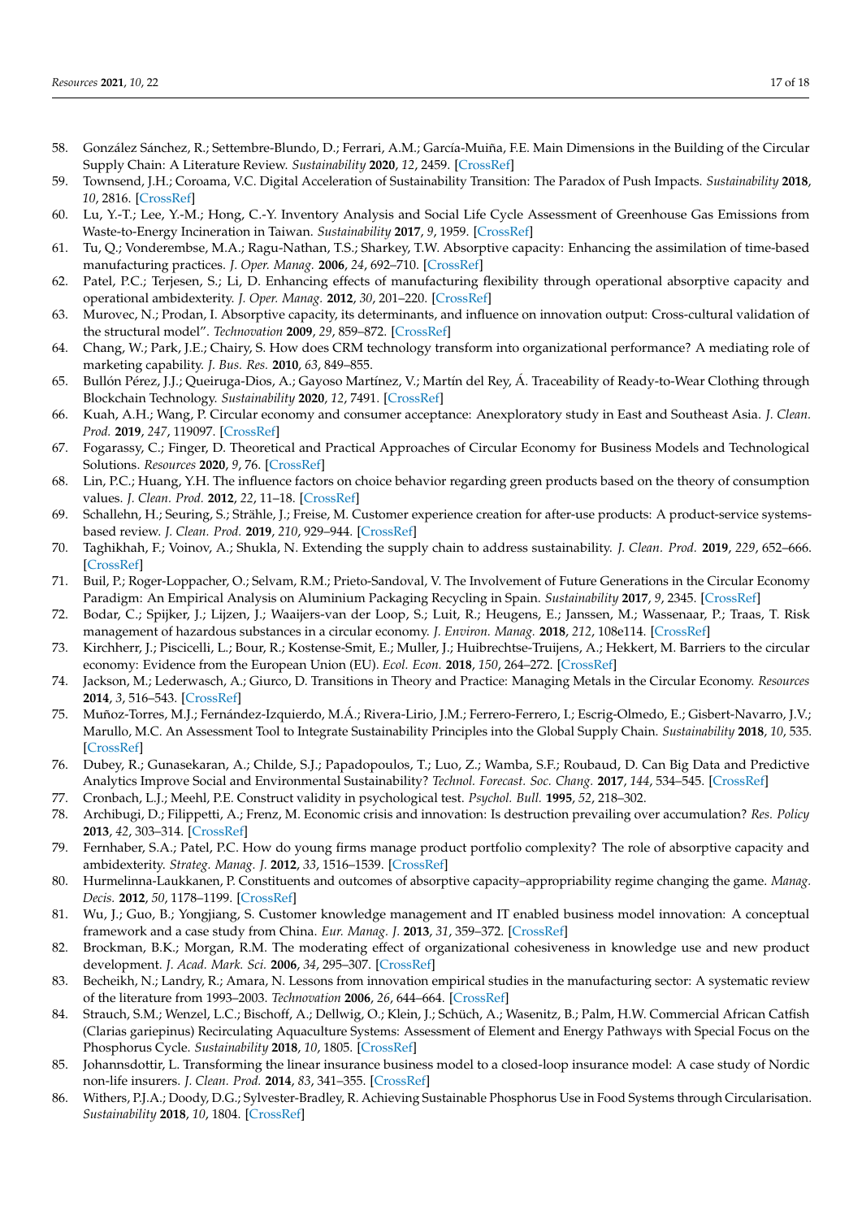58. González Sánchez, R.; Settembre-Blundo, D.; Ferrari, A.M.; García-Muiña, F.E. Main Dimensions in the Building of the Circular Supply Chain: A Literature Review. *Sustainability* **2020**, *12*, 2459. [CrossRef]
59. Townsend, J.H.; Coroama, V.C. Digital Acceleration of Sustainability Transition: The Paradox of Push Impacts. *Sustainability* **2018**, *10*, 2816. [CrossRef]
60. Lu, Y.-T.; Lee, Y.-M.; Hong, C.-Y. Inventory Analysis and Social Life Cycle Assessment of Greenhouse Gas Emissions from Waste-to-Energy Incineration in Taiwan. *Sustainability* **2017**, *9*, 1959. [CrossRef]
61. Tu, Q.; Vonderembse, M.A.; Ragu-Nathan, T.S.; Sharkey, T.W. Absorptive capacity: Enhancing the assimilation of time-based manufacturing practices. *J. Oper. Manag.* **2006**, *24*, 692–710. [CrossRef]
62. Patel, P.C.; Terjesen, S.; Li, D. Enhancing effects of manufacturing flexibility through operational absorptive capacity and operational ambidexterity. *J. Oper. Manag.* **2012**, *30*, 201–220. [CrossRef]
63. Murovec, N.; Prodan, I. Absorptive capacity, its determinants, and influence on innovation output: Cross-cultural validation of the structural model". *Technovation* **2009**, *29*, 859–872. [CrossRef]
64. Chang, W.; Park, J.E.; Chairy, S. How does CRM technology transform into organizational performance? A mediating role of marketing capability. *J. Bus. Res.* **2010**, *63*, 849–855.
65. Bullón Pérez, J.J.; Queiruga-Dios, A.; Gayoso Martínez, V.; Martín del Rey, Á. Traceability of Ready-to-Wear Clothing through Blockchain Technology. *Sustainability* **2020**, *12*, 7491. [CrossRef]
66. Kuah, A.H.; Wang, P. Circular economy and consumer acceptance: Anexploratory study in East and Southeast Asia. *J. Clean. Prod.* **2019**, *247*, 119097. [CrossRef]
67. Fogarassy, C.; Finger, D. Theoretical and Practical Approaches of Circular Economy for Business Models and Technological Solutions. *Resources* **2020**, *9*, 76. [CrossRef]
68. Lin, P.C.; Huang, Y.H. The influence factors on choice behavior regarding green products based on the theory of consumption values. *J. Clean. Prod.* **2012**, *22*, 11–18. [CrossRef]
69. Schallehn, H.; Seuring, S.; Strähle, J.; Freise, M. Customer experience creation for after-use products: A product-service systems-based review. *J. Clean. Prod.* **2019**, *210*, 929–944. [CrossRef]
70. Taghikhah, F.; Voinov, A.; Shukla, N. Extending the supply chain to address sustainability. *J. Clean. Prod.* **2019**, *229*, 652–666. [CrossRef]
71. Buil, P.; Roger-Loppacher, O.; Selvam, R.M.; Prieto-Sandoval, V. The Involvement of Future Generations in the Circular Economy Paradigm: An Empirical Analysis on Aluminium Packaging Recycling in Spain. *Sustainability* **2017**, *9*, 2345. [CrossRef]
72. Bodar, C.; Spijker, J.; Lijzen, J.; Waaijers-van der Loop, S.; Luit, R.; Heugens, E.; Janssen, M.; Wassenaar, P.; Traas, T. Risk management of hazardous substances in a circular economy. *J. Environ. Manag.* **2018**, *212*, 108e114. [CrossRef]
73. Kirchherr, J.; Piscicelli, L.; Bour, R.; Kostense-Smit, E.; Muller, J.; Huibrechtse-Truijens, A.; Hekkert, M. Barriers to the circular economy: Evidence from the European Union (EU). *Ecol. Econ.* **2018**, *150*, 264–272. [CrossRef]
74. Jackson, M.; Lederwasch, A.; Giurco, D. Transitions in Theory and Practice: Managing Metals in the Circular Economy. *Resources* **2014**, *3*, 516–543. [CrossRef]
75. Muñoz-Torres, M.J.; Fernández-Izquierdo, M.Á.; Rivera-Lirio, J.M.; Ferrero-Ferrero, I.; Escrig-Olmedo, E.; Gisbert-Navarro, J.V.; Marullo, M.C. An Assessment Tool to Integrate Sustainability Principles into the Global Supply Chain. *Sustainability* **2018**, *10*, 535. [CrossRef]
76. Dubey, R.; Gunasekaran, A.; Childe, S.J.; Papadopoulos, T.; Luo, Z.; Wamba, S.F.; Roubaud, D. Can Big Data and Predictive Analytics Improve Social and Environmental Sustainability? *Technol. Forecast. Soc. Chang.* **2017**, *144*, 534–545. [CrossRef]
77. Cronbach, L.J.; Meehl, P.E. Construct validity in psychological test. *Psychol. Bull.* **1995**, *52*, 218–302.
78. Archibugi, D.; Filippetti, A.; Frenz, M. Economic crisis and innovation: Is destruction prevailing over accumulation? *Res. Policy* **2013**, *42*, 303–314. [CrossRef]
79. Fernhaber, S.A.; Patel, P.C. How do young firms manage product portfolio complexity? The role of absorptive capacity and ambidexterity. *Strateg. Manag. J.* **2012**, *33*, 1516–1539. [CrossRef]
80. Hurmelinna-Laukkanen, P. Constituents and outcomes of absorptive capacity–appropriability regime changing the game. *Manag. Decis.* **2012**, *50*, 1178–1199. [CrossRef]
81. Wu, J.; Guo, B.; Yongjiang, S. Customer knowledge management and IT enabled business model innovation: A conceptual framework and a case study from China. *Eur. Manag. J.* **2013**, *31*, 359–372. [CrossRef]
82. Brockman, B.K.; Morgan, R.M. The moderating effect of organizational cohesiveness in knowledge use and new product development. *J. Acad. Mark. Sci.* **2006**, *34*, 295–307. [CrossRef]
83. Becheikh, N.; Landry, R.; Amara, N. Lessons from innovation empirical studies in the manufacturing sector: A systematic review of the literature from 1993–2003. *Technovation* **2006**, *26*, 644–664. [CrossRef]
84. Strauch, S.M.; Wenzel, L.C.; Bischoff, A.; Dellwig, O.; Klein, J.; Schüch, A.; Wasenitz, B.; Palm, H.W. Commercial African Catfish (Clarias gariepinus) Recirculating Aquaculture Systems: Assessment of Element and Energy Pathways with Special Focus on the Phosphorus Cycle. *Sustainability* **2018**, *10*, 1805. [CrossRef]
85. Johannsdottir, L. Transforming the linear insurance business model to a closed-loop insurance model: A case study of Nordic non-life insurers. *J. Clean. Prod.* **2014**, *83*, 341–355. [CrossRef]
86. Withers, P.J.A.; Doody, D.G.; Sylvester-Bradley, R. Achieving Sustainable Phosphorus Use in Food Systems through Circularisation. *Sustainability* **2018**, *10*, 1804. [CrossRef]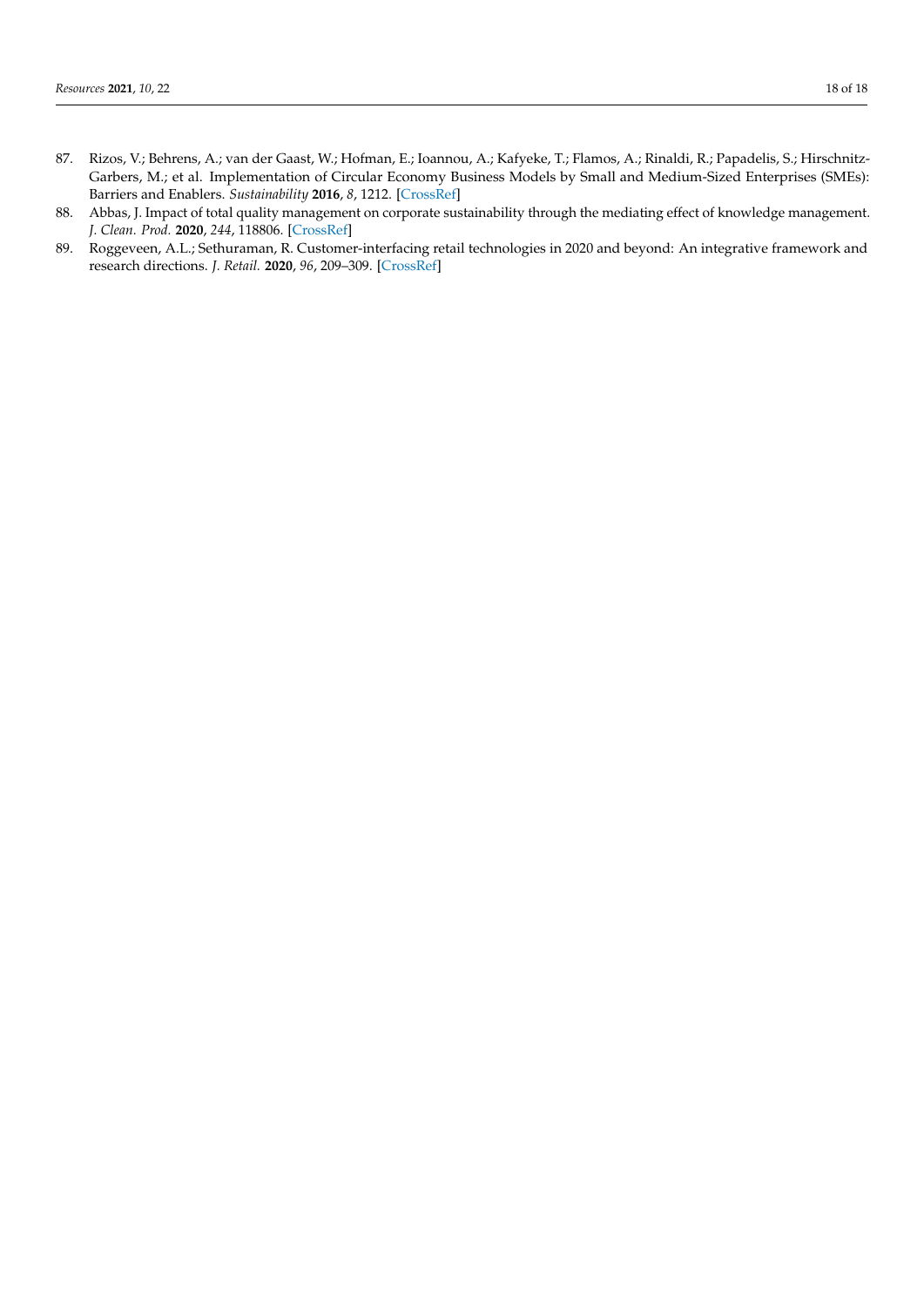87. Rizos, V.; Behrens, A.; van der Gaast, W.; Hofman, E.; Ioannou, A.; Kafyeke, T.; Flamos, A.; Rinaldi, R.; Papadelis, S.; Hirschnitz-Garbers, M.; et al. Implementation of Circular Economy Business Models by Small and Medium-Sized Enterprises (SMEs): Barriers and Enablers. *Sustainability* **2016**, *8*, 1212. [CrossRef]
88. Abbas, J. Impact of total quality management on corporate sustainability through the mediating effect of knowledge management. *J. Clean. Prod.* **2020**, *244*, 118806. [CrossRef]
89. Roggeveen, A.L.; Sethuraman, R. Customer-interfacing retail technologies in 2020 and beyond: An integrative framework and research directions. *J. Retail.* **2020**, *96*, 209–309. [CrossRef]